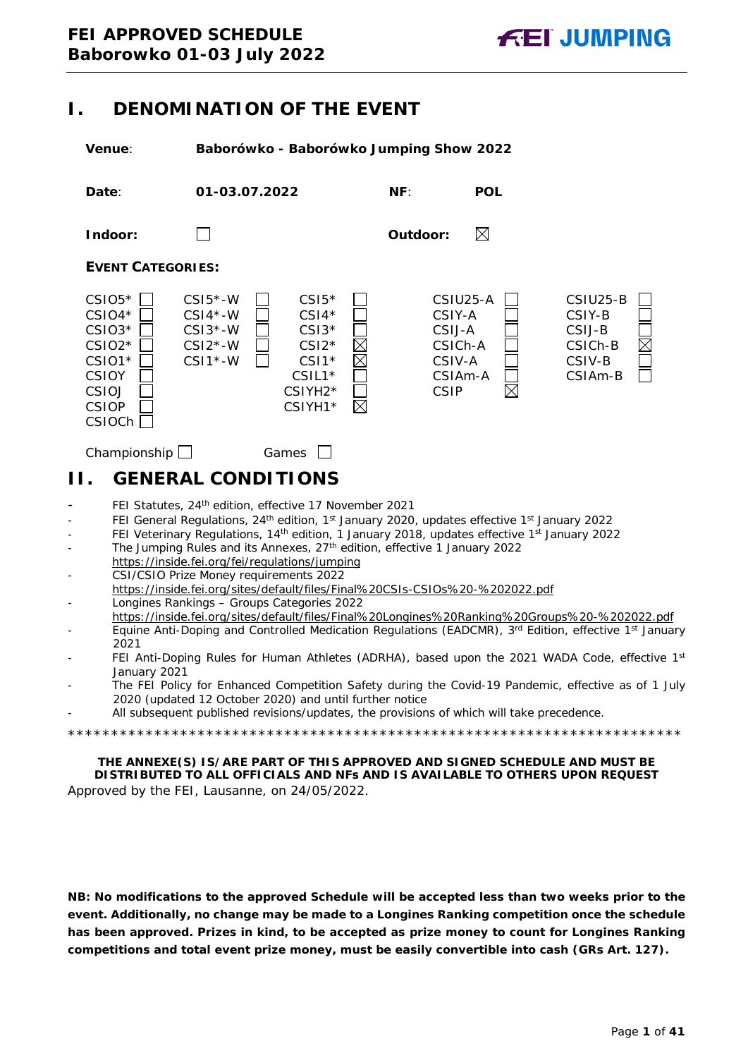# FEI APPROVED SCHEDULE
**Baborowko 01-03 July 2022**

## I. DENOMINATION OF THE EVENT

**Venue**: **Baborówko - Baborówko Jumping Show 2022**

**Date**: **01-03.07.2022** **NF**: **POL**

**Indoor**: ☐ **Outdoor**: ☒

**EVENT CATEGORIES:**

| | | | | | | | | | |
|---|---|---|---|---|---|---|---|---|---|
| CSIO5* | ☐ | CSI5*-W | ☐ | CSI5* | ☐ | CSIU25-A | ☐ | CSIU25-B | ☐ |
| CSIO4* | ☐ | CSI4*-W | ☐ | CSI4* | ☐ | CSIY-A | ☐ | CSIY-B | ☐ |
| CSIO3* | ☐ | CSI3*-W | ☐ | CSI3* | ☐ | CSIJ-A | ☐ | CSIJ-B | ☐ |
| CSIO2* | ☐ | CSI2*-W | ☐ | CSI2* | ☒ | CSICh-A | ☐ | CSICh-B | ☒ |
| CSIO1* | ☐ | CSI1*-W | ☐ | CSI1* | ☒ | CSIV-A | ☐ | CSIV-B | ☐ |
| CSIOY | ☐ | | | CSIL1* | ☐ | CSIAm-A | ☐ | CSIAm-B | ☐ |
| CSIOJ | ☐ | | | CSIYH2* | ☐ | CSIP | ☒ | | |
| CSIOP | ☐ | | | CSIYH1* | ☒ | | | | |
| CSIOCh | ☐ | | | | | | | | |

Championship ☐ Games ☐

## II. GENERAL CONDITIONS

- FEI Statutes, 24th edition, effective 17 November 2021
- FEI General Regulations, 24th edition, 1st January 2020, updates effective 1st January 2022
- FEI Veterinary Regulations, 14th edition, 1 January 2018, updates effective 1st January 2022
- The Jumping Rules and its Annexes, 27th edition, effective 1 January 2022
  https://inside.fei.org/fei/regulations/jumping
- CSI/CSIO Prize Money requirements 2022
  https://inside.fei.org/sites/default/files/Final%20CSIs-CSIOs%20-%202022.pdf
- Longines Rankings – Groups Categories 2022
  https://inside.fei.org/sites/default/files/Final%20Longines%20Ranking%20Groups%20-%202022.pdf
- Equine Anti-Doping and Controlled Medication Regulations (EADCMR), 3rd Edition, effective 1st January 2021
- FEI Anti-Doping Rules for Human Athletes (ADRHA), based upon the 2021 WADA Code, effective 1st January 2021
- The FEI Policy for Enhanced Competition Safety during the Covid-19 Pandemic, effective as of 1 July 2020 (updated 12 October 2020) and until further notice
- All subsequent published revisions/updates, the provisions of which will take precedence.

*************************************************************************

**THE ANNEXE(S) IS/ARE PART OF THIS APPROVED AND SIGNED SCHEDULE AND MUST BE DISTRIBUTED TO ALL OFFICIALS AND NFs AND IS AVAILABLE TO OTHERS UPON REQUEST**

Approved by the FEI, Lausanne, on 24/05/2022.

**NB: No modifications to the approved Schedule will be accepted less than two weeks prior to the event. Additionally, no change may be made to a Longines Ranking competition once the schedule has been approved. Prizes in kind, to be accepted as prize money to count for Longines Ranking competitions and total event prize money, must be easily convertible into cash (GRs Art. 127).**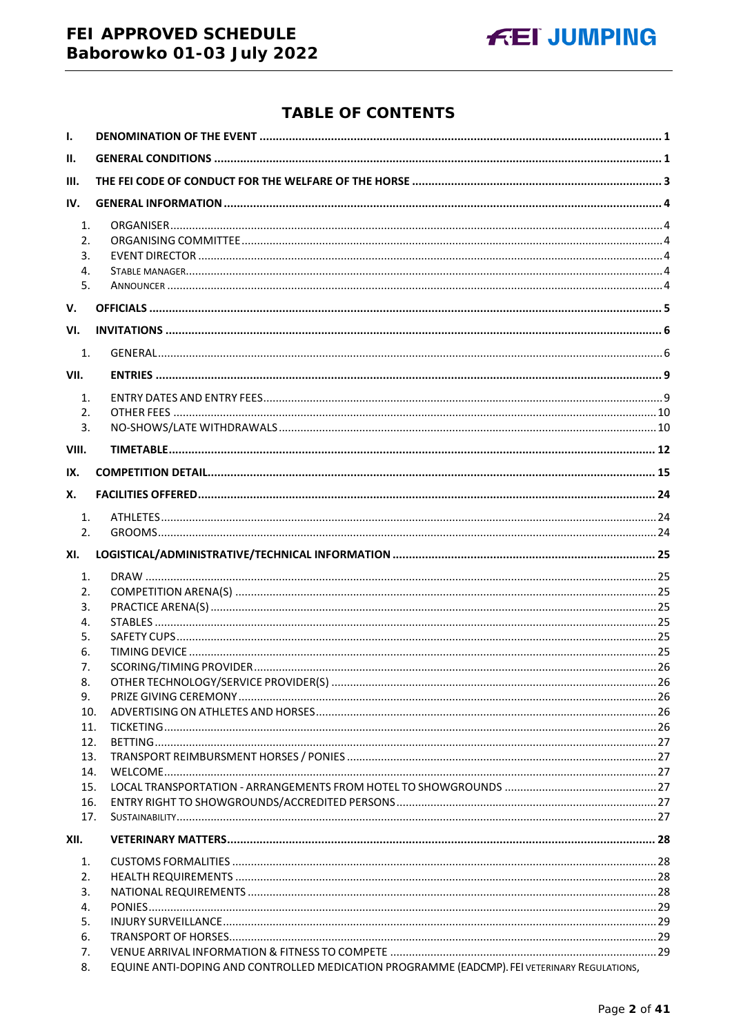# TABLE OF CONTENTS

**I. DENOMINATION OF THE EVENT** ..... 1

**II. GENERAL CONDITIONS** ..... 1

**III. THE FEI CODE OF CONDUCT FOR THE WELFARE OF THE HORSE** ..... 3

**IV. GENERAL INFORMATION** ..... 4

1. ORGANISER ..... 4
2. ORGANISING COMMITTEE ..... 4
3. EVENT DIRECTOR ..... 4
4. STABLE MANAGER ..... 4
5. ANNOUNCER ..... 4

**V. OFFICIALS** ..... 5

**VI. INVITATIONS** ..... 6

1. GENERAL ..... 6

**VII. ENTRIES** ..... 9

1. ENTRY DATES AND ENTRY FEES ..... 9
2. OTHER FEES ..... 10
3. NO-SHOWS/LATE WITHDRAWALS ..... 10

**VIII. TIMETABLE** ..... 12

**IX. COMPETITION DETAIL** ..... 15

**X. FACILITIES OFFERED** ..... 24

1. ATHLETES ..... 24
2. GROOMS ..... 24

**XI. LOGISTICAL/ADMINISTRATIVE/TECHNICAL INFORMATION** ..... 25

1. DRAW ..... 25
2. COMPETITION ARENA(S) ..... 25
3. PRACTICE ARENA(S) ..... 25
4. STABLES ..... 25
5. SAFETY CUPS ..... 25
6. TIMING DEVICE ..... 25
7. SCORING/TIMING PROVIDER ..... 26
8. OTHER TECHNOLOGY/SERVICE PROVIDER(S) ..... 26
9. PRIZE GIVING CEREMONY ..... 26
10. ADVERTISING ON ATHLETES AND HORSES ..... 26
11. TICKETING ..... 26
12. BETTING ..... 27
13. TRANSPORT REIMBURSMENT HORSES / PONIES ..... 27
14. WELCOME ..... 27
15. LOCAL TRANSPORTATION - ARRANGEMENTS FROM HOTEL TO SHOWGROUNDS ..... 27
16. ENTRY RIGHT TO SHOWGROUNDS/ACCREDITED PERSONS ..... 27
17. SUSTAINABILITY ..... 27

**XII. VETERINARY MATTERS** ..... 28

1. CUSTOMS FORMALITIES ..... 28
2. HEALTH REQUIREMENTS ..... 28
3. NATIONAL REQUIREMENTS ..... 28
4. PONIES ..... 29
5. INJURY SURVEILLANCE ..... 29
6. TRANSPORT OF HORSES ..... 29
7. VENUE ARRIVAL INFORMATION & FITNESS TO COMPETE ..... 29
8. EQUINE ANTI-DOPING AND CONTROLLED MEDICATION PROGRAMME (EADCMP). FEI VETERINARY REGULATIONS,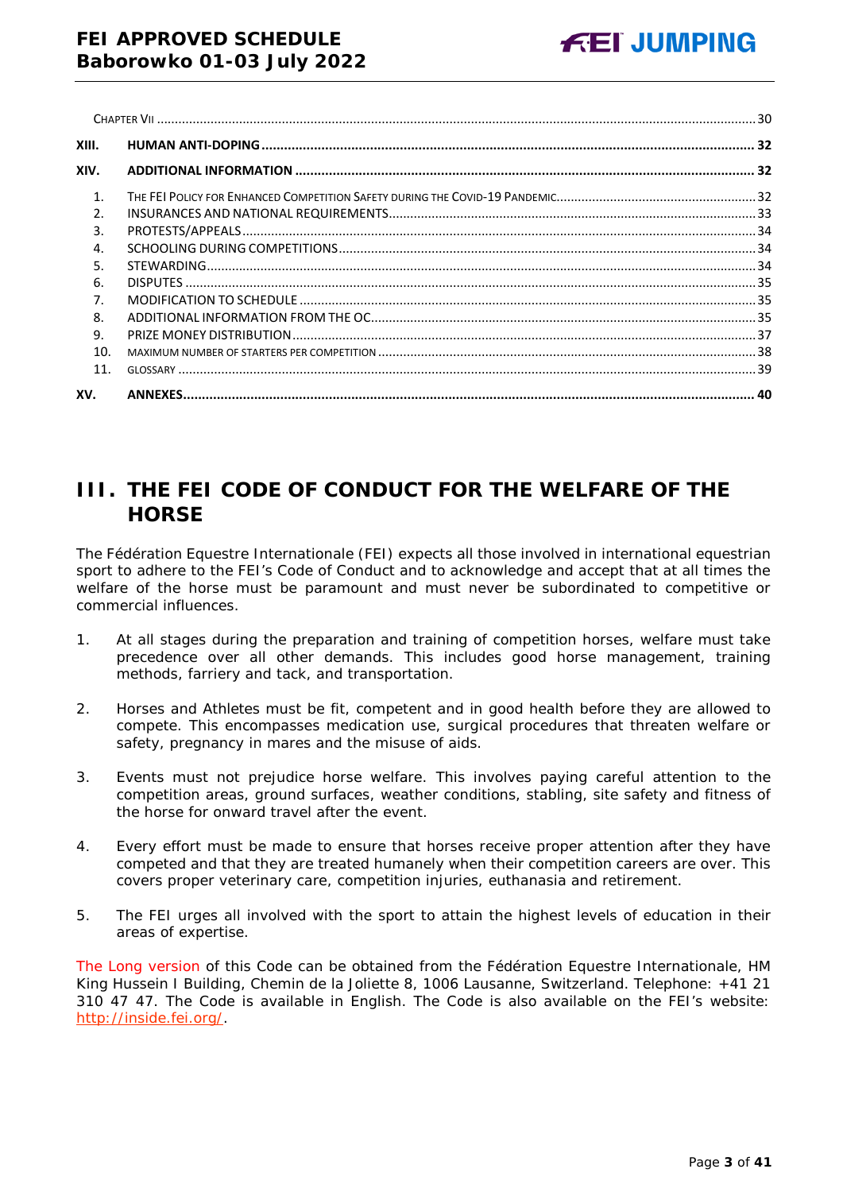| | | |
|---|---|---|
| | CHAPTER VII | 30 |
| **XIII.** | **HUMAN ANTI-DOPING** | **32** |
| **XIV.** | **ADDITIONAL INFORMATION** | **32** |
| 1. | THE FEI POLICY FOR ENHANCED COMPETITION SAFETY DURING THE COVID-19 PANDEMIC | 32 |
| 2. | INSURANCES AND NATIONAL REQUIREMENTS | 33 |
| 3. | PROTESTS/APPEALS | 34 |
| 4. | SCHOOLING DURING COMPETITIONS | 34 |
| 5. | STEWARDING | 34 |
| 6. | DISPUTES | 35 |
| 7. | MODIFICATION TO SCHEDULE | 35 |
| 8. | ADDITIONAL INFORMATION FROM THE OC | 35 |
| 9. | PRIZE MONEY DISTRIBUTION | 37 |
| 10. | MAXIMUM NUMBER OF STARTERS PER COMPETITION | 38 |
| 11. | GLOSSARY | 39 |
| **XV.** | **ANNEXES** | **40** |

# III. THE FEI CODE OF CONDUCT FOR THE WELFARE OF THE HORSE

The Fédération Equestre Internationale (FEI) expects all those involved in international equestrian sport to adhere to the FEI's Code of Conduct and to acknowledge and accept that at all times the welfare of the horse must be paramount and must never be subordinated to competitive or commercial influences.

1. At all stages during the preparation and training of competition horses, welfare must take precedence over all other demands. This includes good horse management, training methods, farriery and tack, and transportation.

2. Horses and Athletes must be fit, competent and in good health before they are allowed to compete. This encompasses medication use, surgical procedures that threaten welfare or safety, pregnancy in mares and the misuse of aids.

3. Events must not prejudice horse welfare. This involves paying careful attention to the competition areas, ground surfaces, weather conditions, stabling, site safety and fitness of the horse for onward travel after the event.

4. Every effort must be made to ensure that horses receive proper attention after they have competed and that they are treated humanely when their competition careers are over. This covers proper veterinary care, competition injuries, euthanasia and retirement.

5. The FEI urges all involved with the sport to attain the highest levels of education in their areas of expertise.

The Long version of this Code can be obtained from the Fédération Equestre Internationale, HM King Hussein I Building, Chemin de la Joliette 8, 1006 Lausanne, Switzerland. Telephone: +41 21 310 47 47. The Code is available in English. The Code is also available on the FEI's website: http://inside.fei.org/.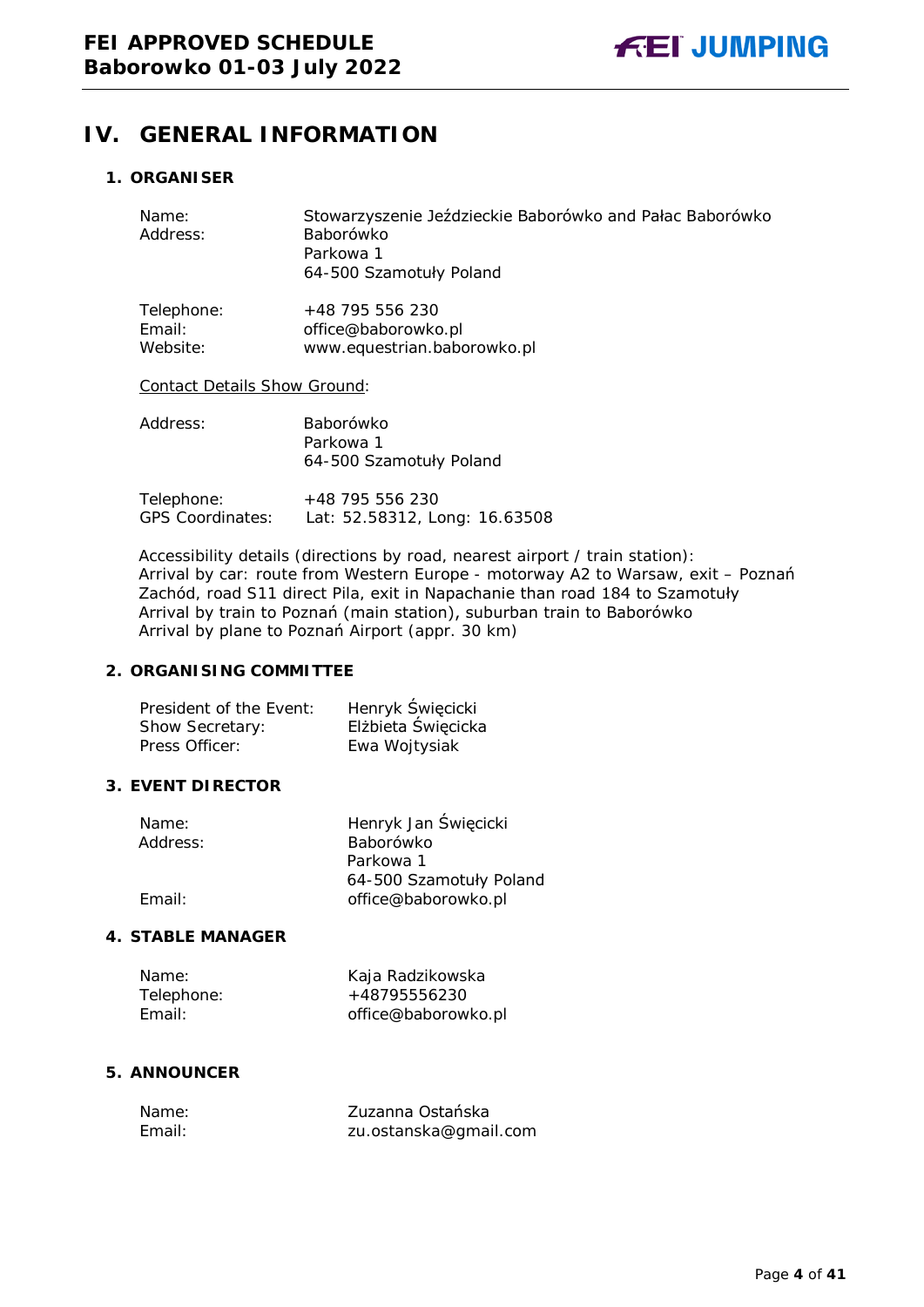# IV. GENERAL INFORMATION

## 1. ORGANISER

| | |
|---|---|
| Name: | Stowarzyszenie Jeździeckie Baborówko and Pałac Baborówko |
| Address: | Baborówko<br>Parkowa 1<br>64-500 Szamotuły Poland |
| Telephone: | +48 795 556 230 |
| Email: | office@baborowko.pl |
| Website: | www.equestrian.baborowko.pl |

Contact Details Show Ground:

| | |
|---|---|
| Address: | Baborówko<br>Parkowa 1<br>64-500 Szamotuły Poland |
| Telephone: | +48 795 556 230 |
| GPS Coordinates: | Lat: 52.58312, Long: 16.63508 |

Accessibility details (directions by road, nearest airport / train station):
Arrival by car: route from Western Europe - motorway A2 to Warsaw, exit – Poznań Zachód, road S11 direct Pila, exit in Napachanie than road 184 to Szamotuły
Arrival by train to Poznań (main station), suburban train to Baborówko
Arrival by plane to Poznań Airport (appr. 30 km)

## 2. ORGANISING COMMITTEE

| | |
|---|---|
| President of the Event: | Henryk Święcicki |
| Show Secretary: | Elżbieta Święcicka |
| Press Officer: | Ewa Wojtysiak |

## 3. EVENT DIRECTOR

| | |
|---|---|
| Name: | Henryk Jan Święcicki |
| Address: | Baborówko<br>Parkowa 1<br>64-500 Szamotuły Poland |
| Email: | office@baborowko.pl |

## 4. STABLE MANAGER

| | |
|---|---|
| Name: | Kaja Radzikowska |
| Telephone: | +48795556230 |
| Email: | office@baborowko.pl |

## 5. ANNOUNCER

| | |
|---|---|
| Name: | Zuzanna Ostańska |
| Email: | zu.ostanska@gmail.com |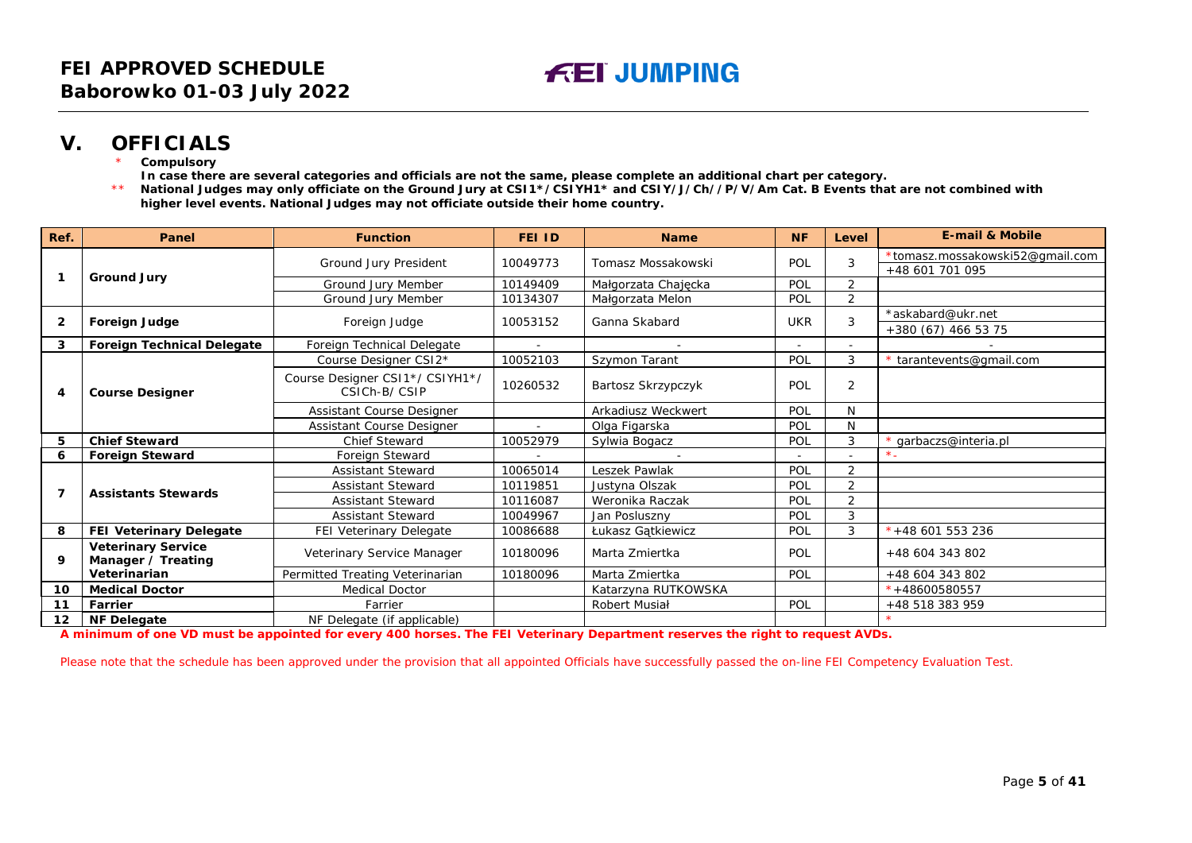## V. OFFICIALS

\* **Compulsory**
**In case there are several categories and officials are not the same, please complete an additional chart per category.**

\*\* **National Judges may only officiate on the Ground Jury at CSI1\*/CSIYH1\* and CSIY/J/Ch//P/V/Am Cat. B Events that are not combined with higher level events. National Judges may not officiate outside their home country.**

| Ref. | Panel | Function | FEI ID | Name | NF | Level | E-mail & Mobile |
|---|---|---|---|---|---|---|---|
| 1 | Ground Jury | Ground Jury President | 10049773 | Tomasz Mossakowski | POL | 3 | *tomasz.mossakowski52@gmail.com +48 601 701 095 |
| | | Ground Jury Member | 10149409 | Małgorzata Chajęcka | POL | 2 | |
| | | Ground Jury Member | 10134307 | Małgorzata Melon | POL | 2 | |
| 2 | Foreign Judge | Foreign Judge | 10053152 | Ganna Skabard | UKR | 3 | *askabard@ukr.net +380 (67) 466 53 75 |
| 3 | Foreign Technical Delegate | Foreign Technical Delegate | - | - | - | - | - |
| 4 | Course Designer | Course Designer CSI2* | 10052103 | Szymon Tarant | POL | 3 | * tarantevents@gmail.com |
| | | Course Designer CSI1*/ CSIYH1*/ CSICh-B/ CSIP | 10260532 | Bartosz Skrzypczyk | POL | 2 | |
| | | Assistant Course Designer | | Arkadiusz Weckwert | POL | N | |
| | | Assistant Course Designer | - | Olga Figarska | POL | N | |
| 5 | Chief Steward | Chief Steward | 10052979 | Sylwia Bogacz | POL | 3 | * garbaczs@interia.pl |
| 6 | Foreign Steward | Foreign Steward | - | - | - | - | *- |
| 7 | Assistants Stewards | Assistant Steward | 10065014 | Leszek Pawlak | POL | 2 | |
| | | Assistant Steward | 10119851 | Justyna Olszak | POL | 2 | |
| | | Assistant Steward | 10116087 | Weronika Raczak | POL | 2 | |
| | | Assistant Steward | 10049967 | Jan Posluszny | POL | 3 | |
| 8 | FEI Veterinary Delegate | FEI Veterinary Delegate | 10086688 | Łukasz Gątkiewicz | POL | 3 | *+48 601 553 236 |
| 9 | Veterinary Service Manager / Treating Veterinarian | Veterinary Service Manager | 10180096 | Marta Zmiertka | POL | | +48 604 343 802 |
| | | Permitted Treating Veterinarian | 10180096 | Marta Zmiertka | POL | | +48 604 343 802 |
| 10 | Medical Doctor | Medical Doctor | | Katarzyna RUTKOWSKA | | | *+48600580557 |
| 11 | Farrier | Farrier | | Robert Musiał | POL | | +48 518 383 959 |
| 12 | NF Delegate | NF Delegate (if applicable) | | | | | * |

**A minimum of one VD must be appointed for every 400 horses. The FEI Veterinary Department reserves the right to request AVDs.**

Please note that the schedule has been approved under the provision that all appointed Officials have successfully passed the on-line FEI Competency Evaluation Test.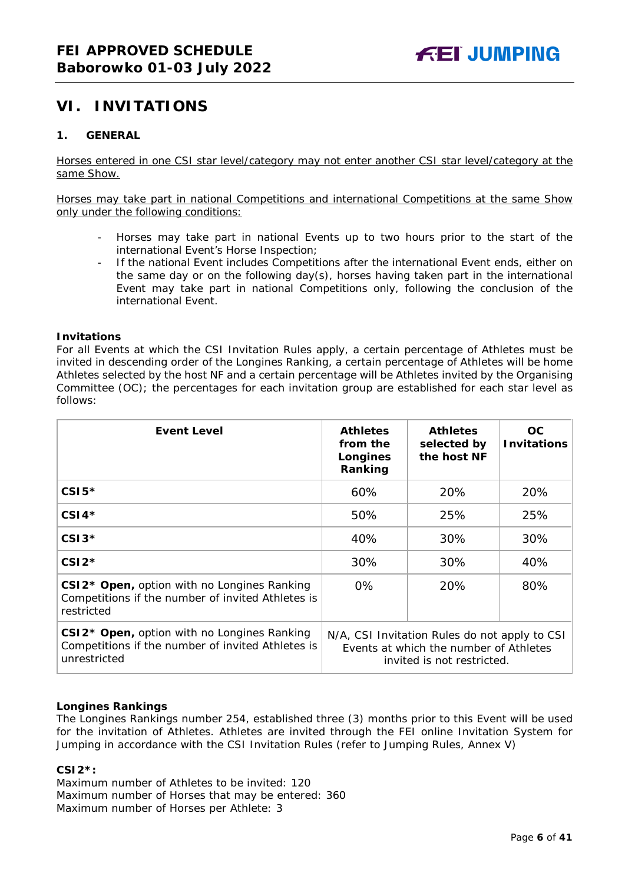## VI. INVITATIONS

### 1. GENERAL

Horses entered in one CSI star level/category may not enter another CSI star level/category at the same Show.

Horses may take part in national Competitions and international Competitions at the same Show only under the following conditions:

- Horses may take part in national Events up to two hours prior to the start of the international Event's Horse Inspection;
- If the national Event includes Competitions after the international Event ends, either on the same day or on the following day(s), horses having taken part in the international Event may take part in national Competitions only, following the conclusion of the international Event.

**Invitations**

For all Events at which the CSI Invitation Rules apply, a certain percentage of Athletes must be invited in descending order of the Longines Ranking, a certain percentage of Athletes will be home Athletes selected by the host NF and a certain percentage will be Athletes invited by the Organising Committee (OC); the percentages for each invitation group are established for each star level as follows:

| Event Level | Athletes from the Longines Ranking | Athletes selected by the host NF | OC Invitations |
|---|---|---|---|
| **CSI5*** | 60% | 20% | 20% |
| **CSI4*** | 50% | 25% | 25% |
| **CSI3*** | 40% | 30% | 30% |
| **CSI2*** | 30% | 30% | 40% |
| **CSI2* Open,** option with no Longines Ranking Competitions if the number of invited Athletes is restricted | 0% | 20% | 80% |
| **CSI2* Open,** option with no Longines Ranking Competitions if the number of invited Athletes is unrestricted | N/A, CSI Invitation Rules do not apply to CSI Events at which the number of Athletes invited is not restricted. | | |

**Longines Rankings**

The Longines Rankings number 254, established three (3) months prior to this Event will be used for the invitation of Athletes. Athletes are invited through the FEI online Invitation System for Jumping in accordance with the CSI Invitation Rules (refer to Jumping Rules, Annex V)

**CSI2*:**

Maximum number of Athletes to be invited: 120
Maximum number of Horses that may be entered: 360
Maximum number of Horses per Athlete: 3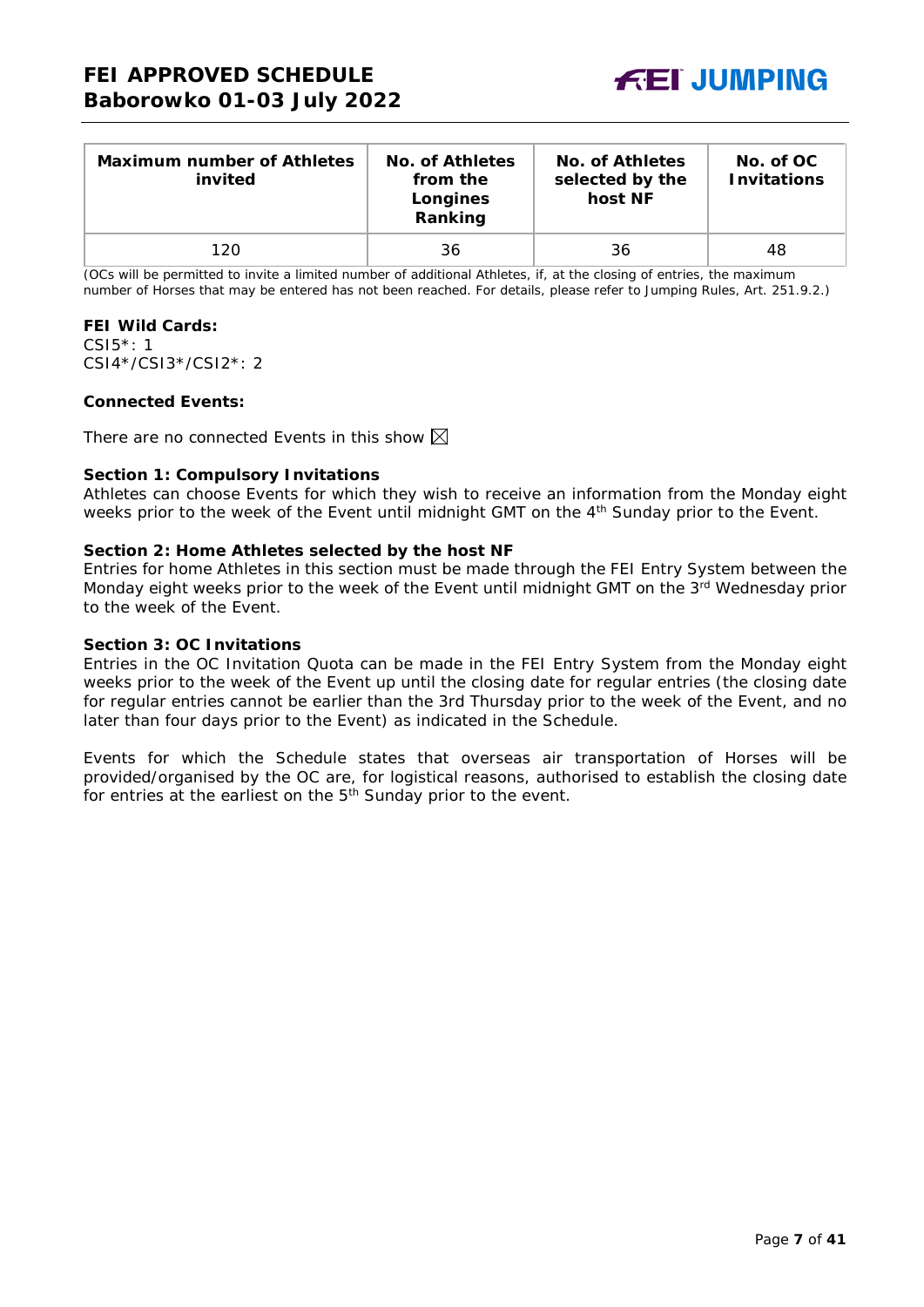| Maximum number of Athletes invited | No. of Athletes from the Longines Ranking | No. of Athletes selected by the host NF | No. of OC Invitations |
|---|---|---|---|
| 120 | 36 | 36 | 48 |

*(OCs will be permitted to invite a limited number of additional Athletes, if, at the closing of entries, the maximum number of Horses that may be entered has not been reached. For details, please refer to Jumping Rules, Art. 251.9.2.)*

**FEI Wild Cards:**
CSI5*: 1
CSI4*/CSI3*/CSI2*: 2

**Connected Events:**

There are no connected Events in this show ☒

**Section 1: Compulsory Invitations**
Athletes can choose Events for which they wish to receive an information from the Monday eight weeks prior to the week of the Event until midnight GMT on the 4th Sunday prior to the Event.

**Section 2: Home Athletes selected by the host NF**
Entries for home Athletes in this section must be made through the FEI Entry System between the Monday eight weeks prior to the week of the Event until midnight GMT on the 3rd Wednesday prior to the week of the Event.

**Section 3: OC Invitations**
Entries in the OC Invitation Quota can be made in the FEI Entry System from the Monday eight weeks prior to the week of the Event up until the closing date for regular entries (the closing date for regular entries cannot be earlier than the 3rd Thursday prior to the week of the Event, and no later than four days prior to the Event) as indicated in the Schedule.

Events for which the Schedule states that overseas air transportation of Horses will be provided/organised by the OC are, for logistical reasons, authorised to establish the closing date for entries at the earliest on the 5th Sunday prior to the event.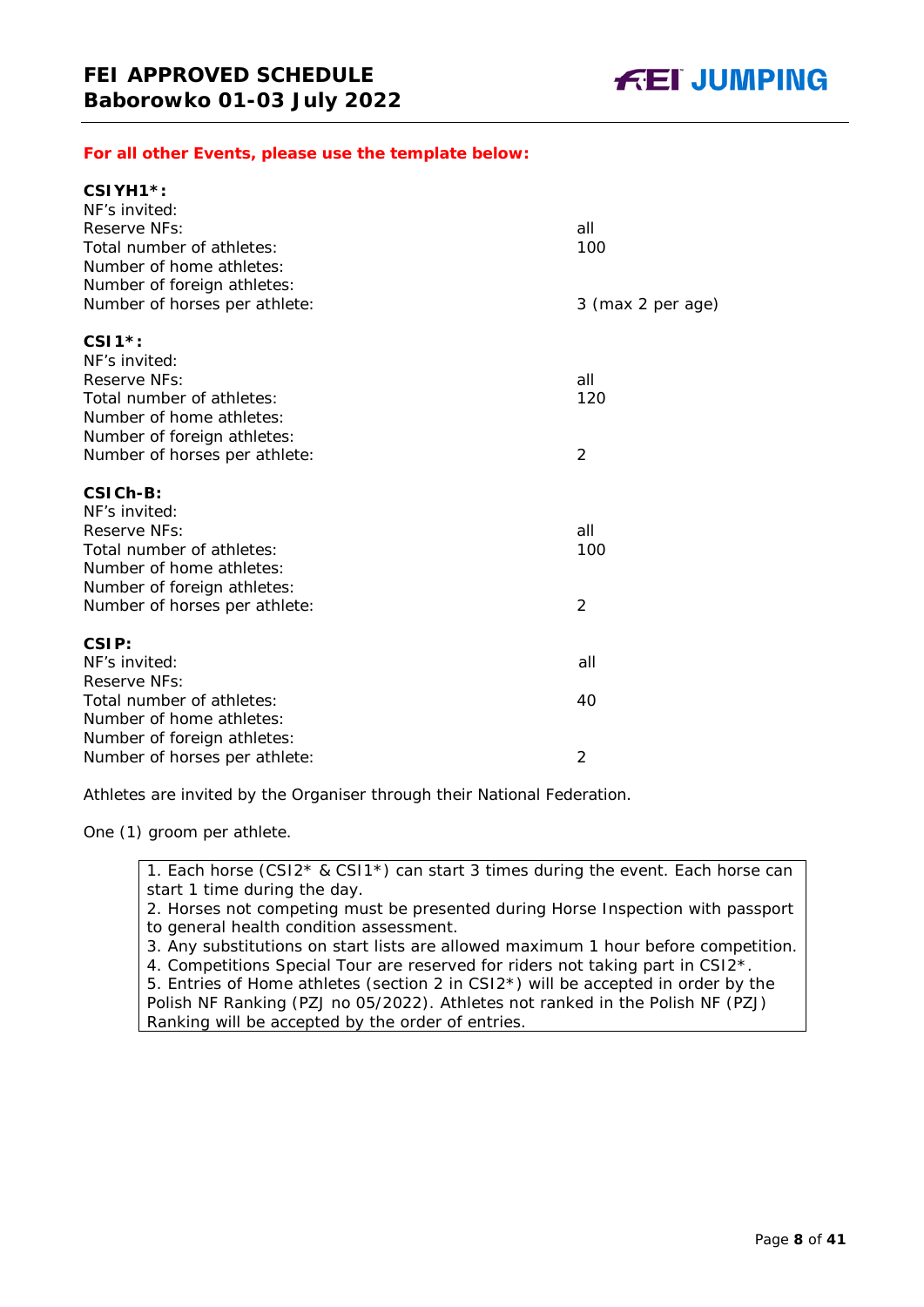**For all other Events, please use the template below:**

**CSIYH1*:**

| | |
|---|---|
| NF's invited: | |
| Reserve NFs: | all |
| Total number of athletes: | 100 |
| Number of home athletes: | |
| Number of foreign athletes: | |
| Number of horses per athlete: | 3 (max 2 per age) |

**CSI1*:**

| | |
|---|---|
| NF's invited: | |
| Reserve NFs: | all |
| Total number of athletes: | 120 |
| Number of home athletes: | |
| Number of foreign athletes: | |
| Number of horses per athlete: | 2 |

**CSICh-B:**

| | |
|---|---|
| NF's invited: | |
| Reserve NFs: | all |
| Total number of athletes: | 100 |
| Number of home athletes: | |
| Number of foreign athletes: | |
| Number of horses per athlete: | 2 |

**CSIP:**

| | |
|---|---|
| NF's invited: | all |
| Reserve NFs: | |
| Total number of athletes: | 40 |
| Number of home athletes: | |
| Number of foreign athletes: | |
| Number of horses per athlete: | 2 |

Athletes are invited by the Organiser through their National Federation.

One (1) groom per athlete.

1. Each horse (CSI2* & CSI1*) can start 3 times during the event. Each horse can start 1 time during the day.
2. Horses not competing must be presented during Horse Inspection with passport to general health condition assessment.
3. Any substitutions on start lists are allowed maximum 1 hour before competition.
4. Competitions Special Tour are reserved for riders not taking part in CSI2*.
5. Entries of Home athletes (section 2 in CSI2*) will be accepted in order by the Polish NF Ranking (PZJ no 05/2022). Athletes not ranked in the Polish NF (PZJ) Ranking will be accepted by the order of entries.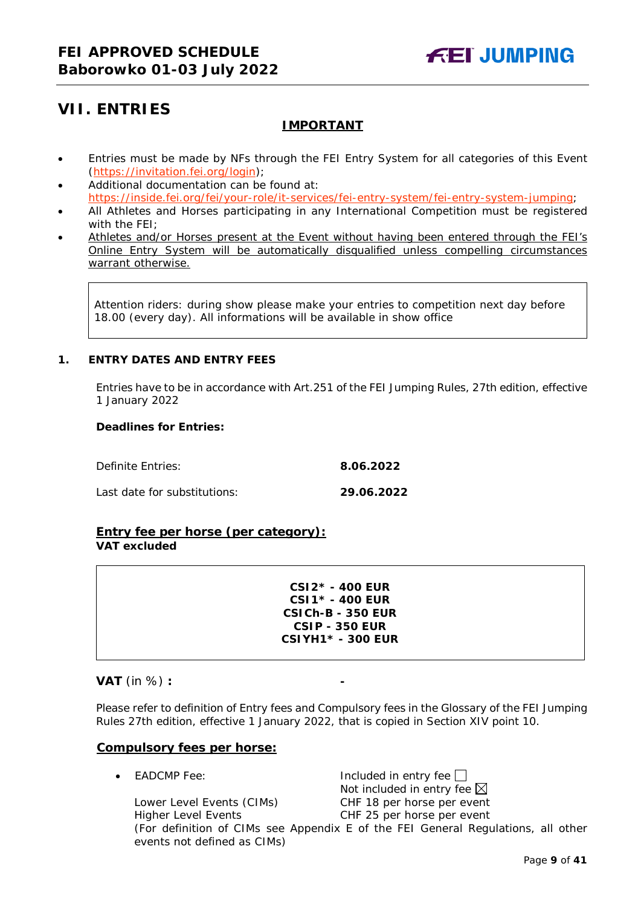# VII. ENTRIES

**IMPORTANT**

- Entries must be made by NFs through the FEI Entry System for all categories of this Event (https://invitation.fei.org/login);
- Additional documentation can be found at: https://inside.fei.org/fei/your-role/it-services/fei-entry-system/fei-entry-system-jumping;
- All Athletes and Horses participating in any International Competition must be registered with the FEI;
- Athletes and/or Horses present at the Event without having been entered through the FEI's Online Entry System will be automatically disqualified unless compelling circumstances warrant otherwise.

> Attention riders: during show please make your entries to competition next day before 18.00 (every day). All informations will be available in show office

### 1. ENTRY DATES AND ENTRY FEES

Entries have to be in accordance with Art.251 of the FEI Jumping Rules, 27th edition, effective 1 January 2022

**Deadlines for Entries:**

| | |
|---|---|
| Definite Entries: | **8.06.2022** |
| Last date for substitutions: | **29.06.2022** |

**Entry fee per horse (per category):**
**VAT excluded**

> **CSI2\* - 400 EUR**
> **CSI1\* - 400 EUR**
> **CSICh-B - 350 EUR**
> **CSIP - 350 EUR**
> **CSIYH1\* - 300 EUR**

**VAT** (in %) **:** -

Please refer to definition of Entry fees and Compulsory fees in the Glossary of the FEI Jumping Rules 27th edition, effective 1 January 2022, that is copied in Section XIV point 10.

**Compulsory fees per horse:**

- EADCMP Fee: Included in entry fee ☐ / Not included in entry fee ☒
  - Lower Level Events (CIMs) — CHF 18 per horse per event
  - Higher Level Events — CHF 25 per horse per event

  (For definition of CIMs see Appendix E of the FEI General Regulations, all other events not defined as CIMs)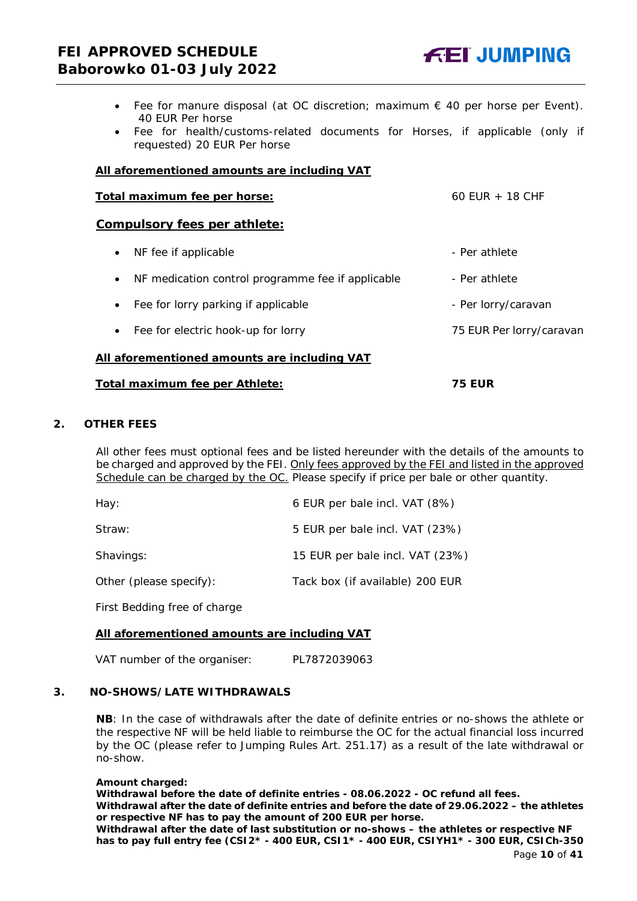- Fee for manure disposal (at OC discretion; maximum € 40 per horse per Event). 40 EUR Per horse
- Fee for health/customs-related documents for Horses, if applicable (only if requested) 20 EUR Per horse

**<u>All aforementioned amounts are including VAT</u>**

| | |
|---|---|
| **<u>Total maximum fee per horse:</u>** | 60 EUR + 18 CHF |

**<u>Compulsory fees per athlete:</u>**

| | |
|---|---|
| • NF fee if applicable | - Per athlete |
| • NF medication control programme fee if applicable | - Per athlete |
| • Fee for lorry parking if applicable | - Per lorry/caravan |
| • Fee for electric hook-up for lorry | 75 EUR Per lorry/caravan |

**<u>All aforementioned amounts are including VAT</u>**

| | |
|---|---|
| **<u>Total maximum fee per Athlete:</u>** | **75 EUR** |

## 2. OTHER FEES

All other fees must optional fees and be listed hereunder with the details of the amounts to be charged and approved by the FEI. <u>Only fees approved by the FEI and listed in the approved Schedule can be charged by the OC.</u> Please specify if price per bale or other quantity.

| | |
|---|---|
| Hay: | 6 EUR per bale incl. VAT (8%) |
| Straw: | 5 EUR per bale incl. VAT (23%) |
| Shavings: | 15 EUR per bale incl. VAT (23%) |
| Other (please specify): | Tack box (if available) 200 EUR |

First Bedding free of charge

**<u>All aforementioned amounts are including VAT</u>**

VAT number of the organiser: PL7872039063

## 3. NO-SHOWS/LATE WITHDRAWALS

**NB**: In the case of withdrawals after the date of definite entries or no-shows the athlete or the respective NF will be held liable to reimburse the OC for the actual financial loss incurred by the OC (please refer to Jumping Rules Art. 251.17) as a result of the late withdrawal or no-show.

**Amount charged:**
**Withdrawal before the date of definite entries - 08.06.2022 - OC refund all fees.**
**Withdrawal after the date of definite entries and before the date of 29.06.2022 – the athletes or respective NF has to pay the amount of 200 EUR per horse.**
**Withdrawal after the date of last substitution or no-shows – the athletes or respective NF has to pay full entry fee (CSI2* - 400 EUR, CSI1* - 400 EUR, CSIYH1* - 300 EUR, CSICh-350**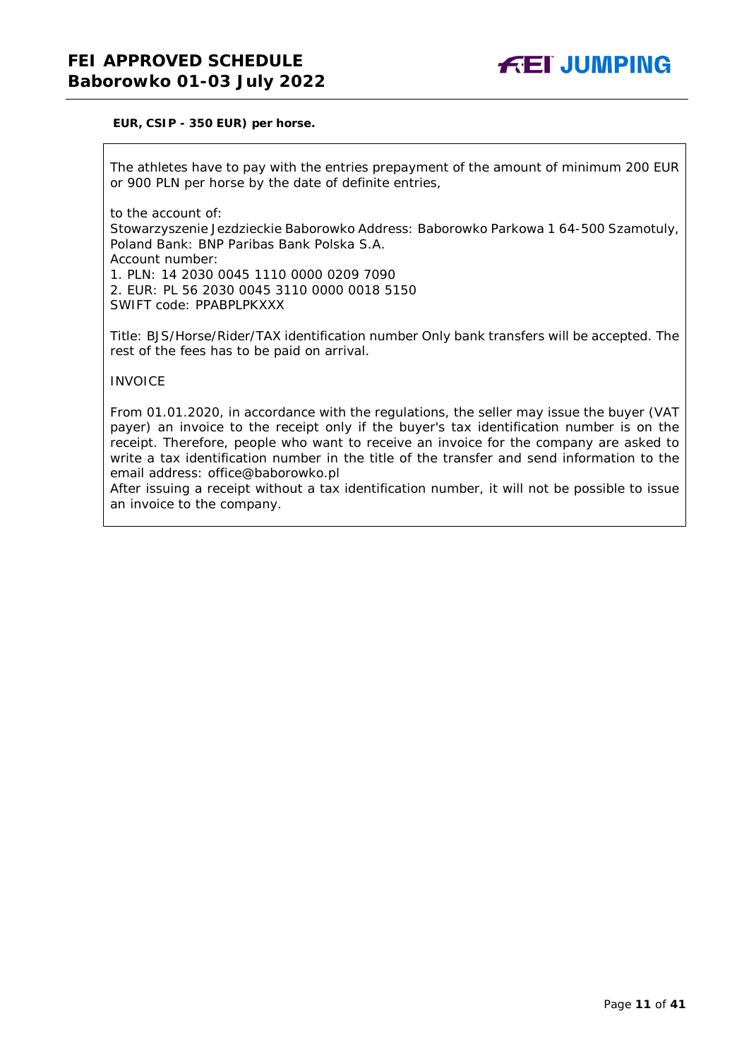**EUR, CSIP - 350 EUR) per horse.**

The athletes have to pay with the entries prepayment of the amount of minimum 200 EUR or 900 PLN per horse by the date of definite entries,

to the account of:
Stowarzyszenie Jezdzieckie Baborowko Address: Baborowko Parkowa 1 64-500 Szamotuly, Poland Bank: BNP Paribas Bank Polska S.A.
Account number:
1. PLN: 14 2030 0045 1110 0000 0209 7090
2. EUR: PL 56 2030 0045 3110 0000 0018 5150
SWIFT code: PPABPLPKXXX

Title: BJS/Horse/Rider/TAX identification number Only bank transfers will be accepted. The rest of the fees has to be paid on arrival.

INVOICE

From 01.01.2020, in accordance with the regulations, the seller may issue the buyer (VAT payer) an invoice to the receipt only if the buyer's tax identification number is on the receipt. Therefore, people who want to receive an invoice for the company are asked to write a tax identification number in the title of the transfer and send information to the email address: office@baborowko.pl
After issuing a receipt without a tax identification number, it will not be possible to issue an invoice to the company.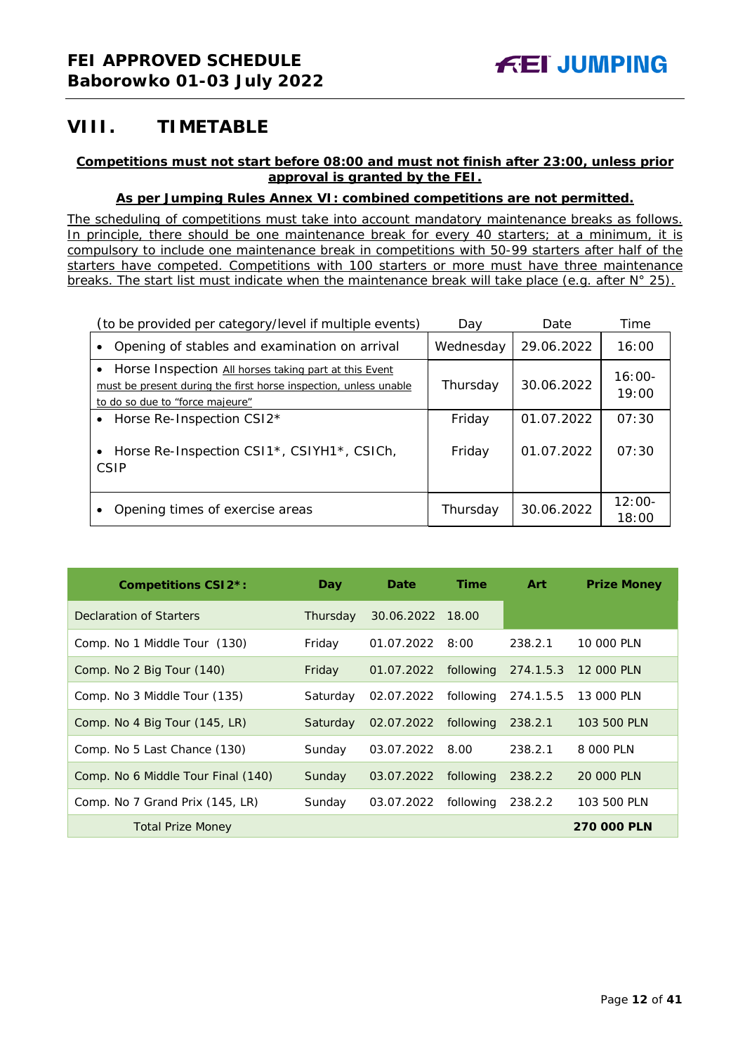# VIII. TIMETABLE

**Competitions must not start before 08:00 and must not finish after 23:00, unless prior approval is granted by the FEI.**

**As per Jumping Rules Annex VI: combined competitions are not permitted.**

The scheduling of competitions must take into account mandatory maintenance breaks as follows. In principle, there should be one maintenance break for every 40 starters; at a minimum, it is compulsory to include one maintenance break in competitions with 50-99 starters after half of the starters have competed. Competitions with 100 starters or more must have three maintenance breaks. The start list must indicate when the maintenance break will take place (e.g. after N° 25).

| (to be provided per category/level if multiple events) | Day | Date | Time |
|---|---|---|---|
| • Opening of stables and examination on arrival | Wednesday | 29.06.2022 | 16:00 |
| • Horse Inspection All horses taking part at this Event must be present during the first horse inspection, unless unable to do so due to "force majeure" | Thursday | 30.06.2022 | 16:00-19:00 |
| • Horse Re-Inspection CSI2* | Friday | 01.07.2022 | 07:30 |
| • Horse Re-Inspection CSI1*, CSIYH1*, CSICh, CSIP | Friday | 01.07.2022 | 07:30 |
| • Opening times of exercise areas | Thursday | 30.06.2022 | 12:00-18:00 |

| Competitions CSI2*: | Day | Date | Time | Art | Prize Money |
|---|---|---|---|---|---|
| Declaration of Starters | Thursday | 30.06.2022 | 18.00 | | |
| Comp. No 1 Middle Tour (130) | Friday | 01.07.2022 | 8:00 | 238.2.1 | 10 000 PLN |
| Comp. No 2 Big Tour (140) | Friday | 01.07.2022 | following | 274.1.5.3 | 12 000 PLN |
| Comp. No 3 Middle Tour (135) | Saturday | 02.07.2022 | following | 274.1.5.5 | 13 000 PLN |
| Comp. No 4 Big Tour (145, LR) | Saturday | 02.07.2022 | following | 238.2.1 | 103 500 PLN |
| Comp. No 5 Last Chance (130) | Sunday | 03.07.2022 | 8.00 | 238.2.1 | 8 000 PLN |
| Comp. No 6 Middle Tour Final (140) | Sunday | 03.07.2022 | following | 238.2.2 | 20 000 PLN |
| Comp. No 7 Grand Prix (145, LR) | Sunday | 03.07.2022 | following | 238.2.2 | 103 500 PLN |
| Total Prize Money | | | | | **270 000 PLN** |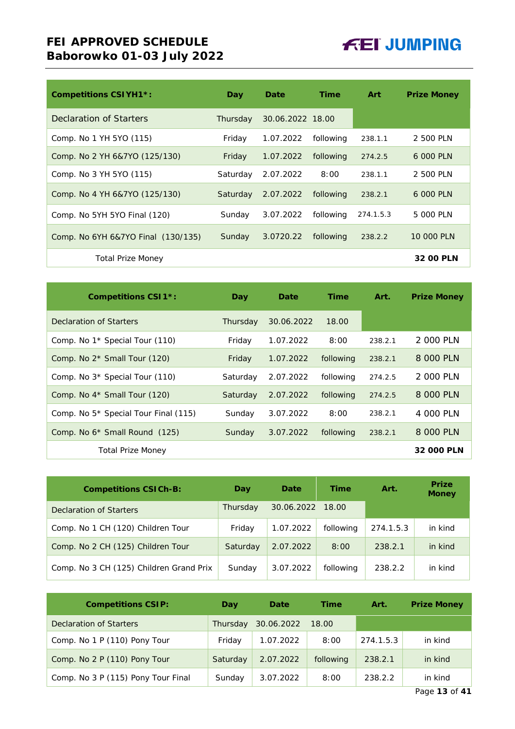| Competitions CSIYH1*: | Day | Date | Time | Art | Prize Money |
|---|---|---|---|---|---|
| Declaration of Starters | Thursday | 30.06.2022 | 18.00 | | |
| Comp. No 1 YH 5YO (115) | Friday | 1.07.2022 | following | 238.1.1 | 2 500 PLN |
| Comp. No 2 YH 6&7YO (125/130) | Friday | 1.07.2022 | following | 274.2.5 | 6 000 PLN |
| Comp. No 3 YH 5YO (115) | Saturday | 2.07.2022 | 8:00 | 238.1.1 | 2 500 PLN |
| Comp. No 4 YH 6&7YO (125/130) | Saturday | 2.07.2022 | following | 238.2.1 | 6 000 PLN |
| Comp. No 5YH 5YO Final (120) | Sunday | 3.07.2022 | following | 274.1.5.3 | 5 000 PLN |
| Comp. No 6YH 6&7YO Final (130/135) | Sunday | 3.0720.22 | following | 238.2.2 | 10 000 PLN |
| Total Prize Money | | | | | **32 00 PLN** |

| Competitions CSI1*: | Day | Date | Time | Art. | Prize Money |
|---|---|---|---|---|---|
| Declaration of Starters | Thursday | 30.06.2022 | 18.00 | | |
| Comp. No 1* Special Tour (110) | Friday | 1.07.2022 | 8:00 | 238.2.1 | 2 000 PLN |
| Comp. No 2* Small Tour (120) | Friday | 1.07.2022 | following | 238.2.1 | 8 000 PLN |
| Comp. No 3* Special Tour (110) | Saturday | 2.07.2022 | following | 274.2.5 | 2 000 PLN |
| Comp. No 4* Small Tour (120) | Saturday | 2.07.2022 | following | 274.2.5 | 8 000 PLN |
| Comp. No 5* Special Tour Final (115) | Sunday | 3.07.2022 | 8:00 | 238.2.1 | 4 000 PLN |
| Comp. No 6* Small Round (125) | Sunday | 3.07.2022 | following | 238.2.1 | 8 000 PLN |
| Total Prize Money | | | | | **32 000 PLN** |

| Competitions CSICh-B: | Day | Date | Time | Art. | Prize Money |
|---|---|---|---|---|---|
| Declaration of Starters | Thursday | 30.06.2022 | 18.00 | | |
| Comp. No 1 CH (120) Children Tour | Friday | 1.07.2022 | following | 274.1.5.3 | in kind |
| Comp. No 2 CH (125) Children Tour | Saturday | 2.07.2022 | 8:00 | 238.2.1 | in kind |
| Comp. No 3 CH (125) Children Grand Prix | Sunday | 3.07.2022 | following | 238.2.2 | in kind |

| Competitions CSIP: | Day | Date | Time | Art. | Prize Money |
|---|---|---|---|---|---|
| Declaration of Starters | Thursday | 30.06.2022 | 18.00 | | |
| Comp. No 1 P (110) Pony Tour | Friday | 1.07.2022 | 8:00 | 274.1.5.3 | in kind |
| Comp. No 2 P (110) Pony Tour | Saturday | 2.07.2022 | following | 238.2.1 | in kind |
| Comp. No 3 P (115) Pony Tour Final | Sunday | 3.07.2022 | 8:00 | 238.2.2 | in kind |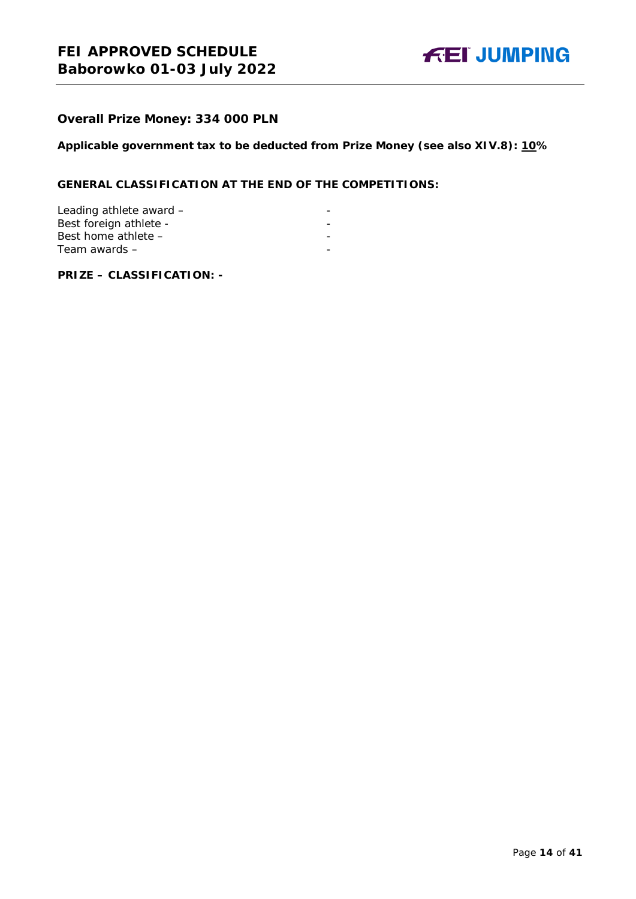**Overall Prize Money: 334 000 PLN**

**Applicable government tax to be deducted from Prize Money (see also XIV.8): 10%**

**GENERAL CLASSIFICATION AT THE END OF THE COMPETITIONS:**

Leading athlete award – -
Best foreign athlete - -
Best home athlete – -
Team awards – -

**PRIZE – CLASSIFICATION: -**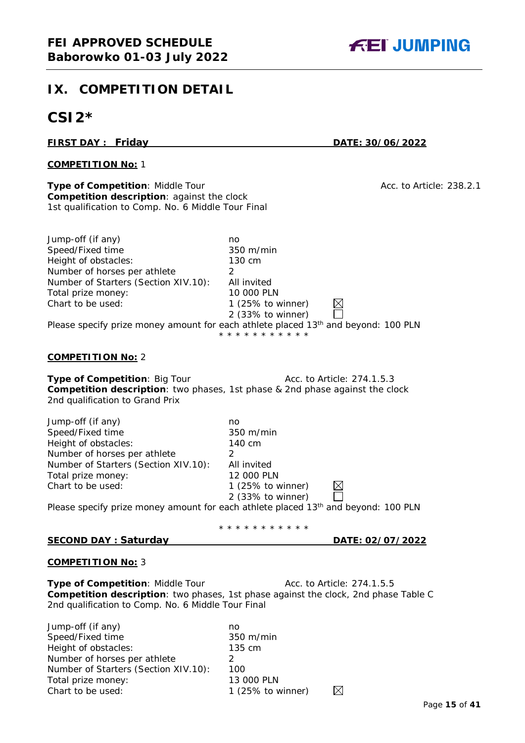# IX. COMPETITION DETAIL

## CSI2*

**FIRST DAY : Friday** **DATE: 30/06/2022**

**COMPETITION No:** 1

**Type of Competition**: Middle Tour Acc. to Article: 238.2.1
**Competition description**: against the clock
1st qualification to Comp. No. 6 Middle Tour Final

| | |
|---|---|
| Jump-off (if any) | no |
| Speed/Fixed time | 350 m/min |
| Height of obstacles: | 130 cm |
| Number of horses per athlete | 2 |
| Number of Starters (Section XIV.10): | All invited |
| Total prize money: | 10 000 PLN |
| Chart to be used: | 1 (25% to winner) ☒ |
| | 2 (33% to winner) ☐ |

Please specify prize money amount for each athlete placed 13th and beyond: 100 PLN

\* \* \* \* \* \* \* \* \* \* \*

**COMPETITION No:** 2

**Type of Competition**: Big Tour Acc. to Article: 274.1.5.3
**Competition description**: two phases, 1st phase & 2nd phase against the clock
2nd qualification to Grand Prix

| | |
|---|---|
| Jump-off (if any) | no |
| Speed/Fixed time | 350 m/min |
| Height of obstacles: | 140 cm |
| Number of horses per athlete | 2 |
| Number of Starters (Section XIV.10): | All invited |
| Total prize money: | 12 000 PLN |
| Chart to be used: | 1 (25% to winner) ☒ |
| | 2 (33% to winner) ☐ |

Please specify prize money amount for each athlete placed 13th and beyond: 100 PLN

\* \* \* \* \* \* \* \* \* \* \*

**SECOND DAY : Saturday** **DATE: 02/07/2022**

**COMPETITION No:** 3

**Type of Competition**: Middle Tour Acc. to Article: 274.1.5.5
**Competition description**: two phases, 1st phase against the clock, 2nd phase Table C
2nd qualification to Comp. No. 6 Middle Tour Final

| | |
|---|---|
| Jump-off (if any) | no |
| Speed/Fixed time | 350 m/min |
| Height of obstacles: | 135 cm |
| Number of horses per athlete | 2 |
| Number of Starters (Section XIV.10): | 100 |
| Total prize money: | 13 000 PLN |
| Chart to be used: | 1 (25% to winner) ☒ |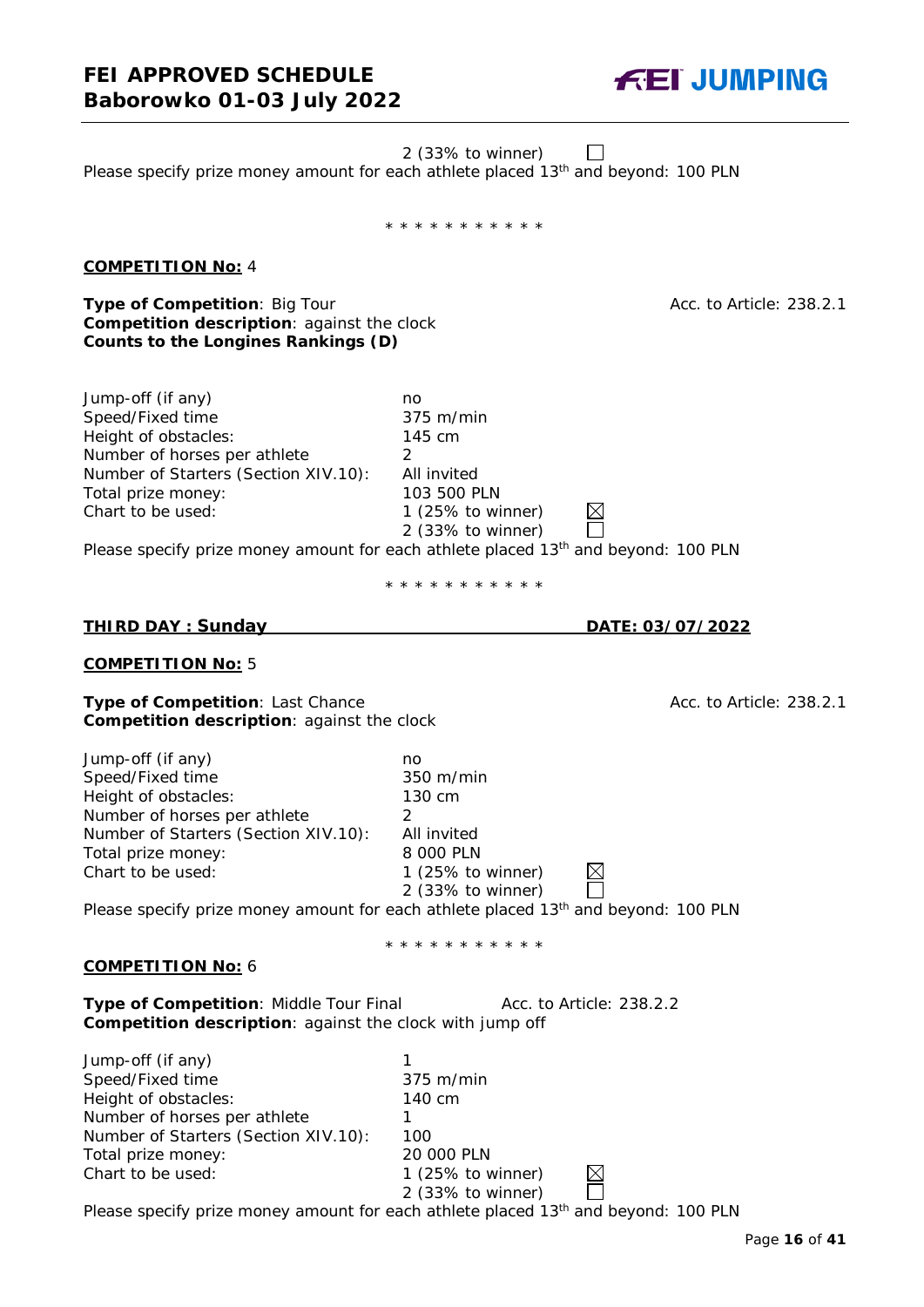2 (33% to winner) ☐

Please specify prize money amount for each athlete placed 13th and beyond: 100 PLN

\* \* \* \* \* \* \* \* \* \* \*

**<u>COMPETITION No:</u>** 4

**Type of Competition**: Big Tour — Acc. to Article: 238.2.1
**Competition description**: against the clock
**Counts to the Longines Rankings (D)**

| | |
|---|---|
| Jump-off (if any) | no |
| Speed/Fixed time | 375 m/min |
| Height of obstacles: | 145 cm |
| Number of horses per athlete | 2 |
| Number of Starters (Section XIV.10): | All invited |
| Total prize money: | 103 500 PLN |
| Chart to be used: | 1 (25% to winner) ☒ |
| | 2 (33% to winner) ☐ |

Please specify prize money amount for each athlete placed 13th and beyond: 100 PLN

\* \* \* \* \* \* \* \* \* \* \*

**<u>THIRD DAY : Sunday</u>** — **<u>DATE: 03/07/2022</u>**

**<u>COMPETITION No:</u>** 5

**Type of Competition**: Last Chance — Acc. to Article: 238.2.1
**Competition description**: against the clock

| | |
|---|---|
| Jump-off (if any) | no |
| Speed/Fixed time | 350 m/min |
| Height of obstacles: | 130 cm |
| Number of horses per athlete | 2 |
| Number of Starters (Section XIV.10): | All invited |
| Total prize money: | 8 000 PLN |
| Chart to be used: | 1 (25% to winner) ☒ |
| | 2 (33% to winner) ☐ |

Please specify prize money amount for each athlete placed 13th and beyond: 100 PLN

\* \* \* \* \* \* \* \* \* \* \*

**<u>COMPETITION No:</u>** 6

**Type of Competition**: Middle Tour Final — Acc. to Article: 238.2.2
**Competition description**: against the clock with jump off

| | |
|---|---|
| Jump-off (if any) | 1 |
| Speed/Fixed time | 375 m/min |
| Height of obstacles: | 140 cm |
| Number of horses per athlete | 1 |
| Number of Starters (Section XIV.10): | 100 |
| Total prize money: | 20 000 PLN |
| Chart to be used: | 1 (25% to winner) ☒ |
| | 2 (33% to winner) ☐ |

Please specify prize money amount for each athlete placed 13th and beyond: 100 PLN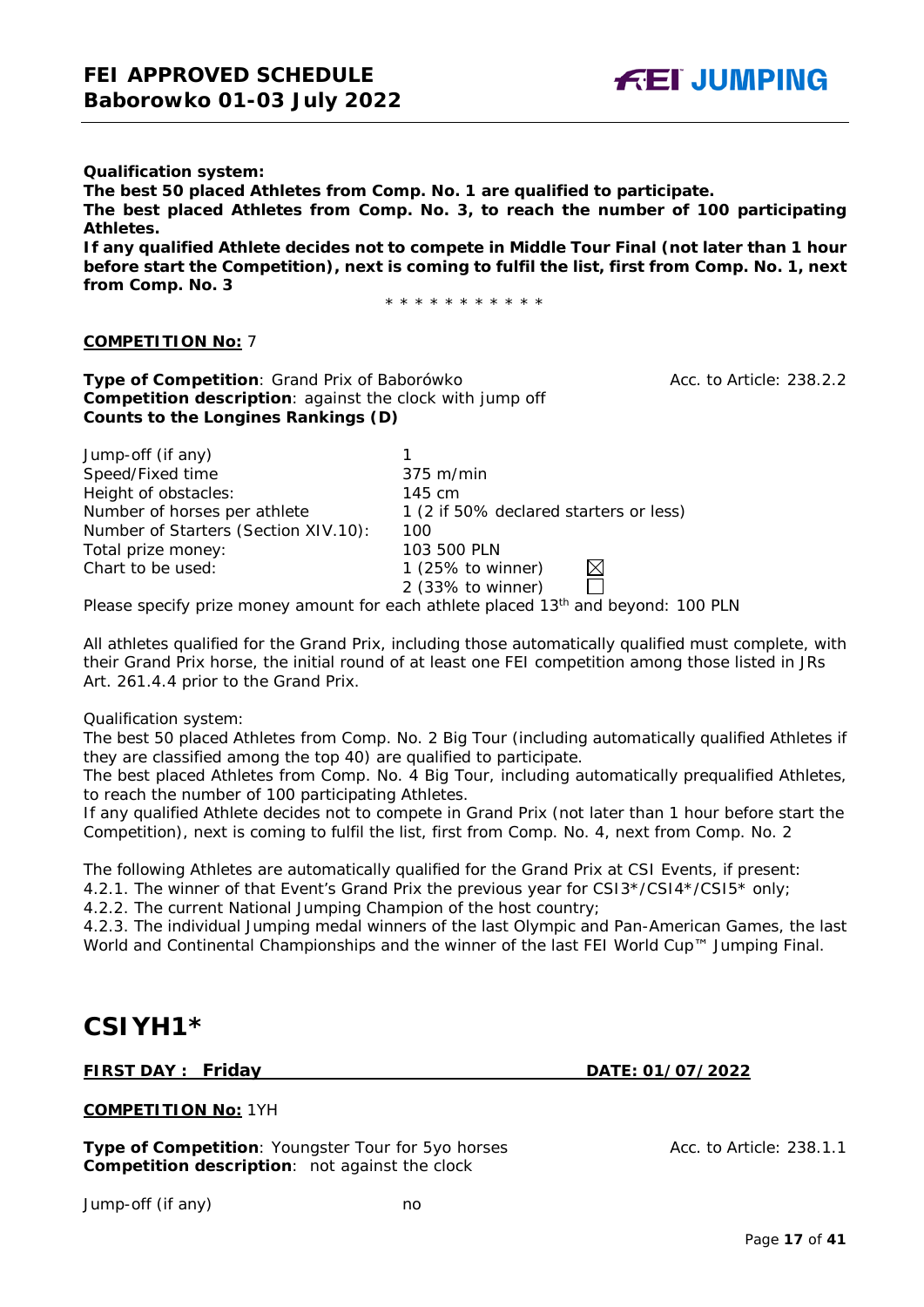**Qualification system:**
**The best 50 placed Athletes from Comp. No. 1 are qualified to participate.**
**The best placed Athletes from Comp. No. 3, to reach the number of 100 participating Athletes.**
**If any qualified Athlete decides not to compete in Middle Tour Final (not later than 1 hour before start the Competition), next is coming to fulfil the list, first from Comp. No. 1, next from Comp. No. 3**

* * * * * * * * * * *

**COMPETITION No:** 7

**Type of Competition**: Grand Prix of Baborówko — Acc. to Article: 238.2.2
**Competition description**: against the clock with jump off
**Counts to the Longines Rankings (D)**

| | |
|---|---|
| Jump-off (if any) | 1 |
| Speed/Fixed time | 375 m/min |
| Height of obstacles: | 145 cm |
| Number of horses per athlete | 1 (2 if 50% declared starters or less) |
| Number of Starters (Section XIV.10): | 100 |
| Total prize money: | 103 500 PLN |
| Chart to be used: | 1 (25% to winner) ☒ |
| | 2 (33% to winner) ☐ |

Please specify prize money amount for each athlete placed 13th and beyond: 100 PLN

All athletes qualified for the Grand Prix, including those automatically qualified must complete, with their Grand Prix horse, the initial round of at least one FEI competition among those listed in JRs Art. 261.4.4 prior to the Grand Prix.

Qualification system:
The best 50 placed Athletes from Comp. No. 2 Big Tour (including automatically qualified Athletes if they are classified among the top 40) are qualified to participate.
The best placed Athletes from Comp. No. 4 Big Tour, including automatically prequalified Athletes, to reach the number of 100 participating Athletes.
If any qualified Athlete decides not to compete in Grand Prix (not later than 1 hour before start the Competition), next is coming to fulfil the list, first from Comp. No. 4, next from Comp. No. 2

The following Athletes are automatically qualified for the Grand Prix at CSI Events, if present:
4.2.1. The winner of that Event's Grand Prix the previous year for CSI3*/CSI4*/CSI5* only;
4.2.2. The current National Jumping Champion of the host country;
4.2.3. The individual Jumping medal winners of the last Olympic and Pan-American Games, the last World and Continental Championships and the winner of the last FEI World Cup™ Jumping Final.

# CSIYH1*

**FIRST DAY : Friday** — **DATE: 01/07/2022**

**COMPETITION No:** 1YH

**Type of Competition**: Youngster Tour for 5yo horses — Acc. to Article: 238.1.1
**Competition description**: not against the clock

| | |
|---|---|
| Jump-off (if any) | no |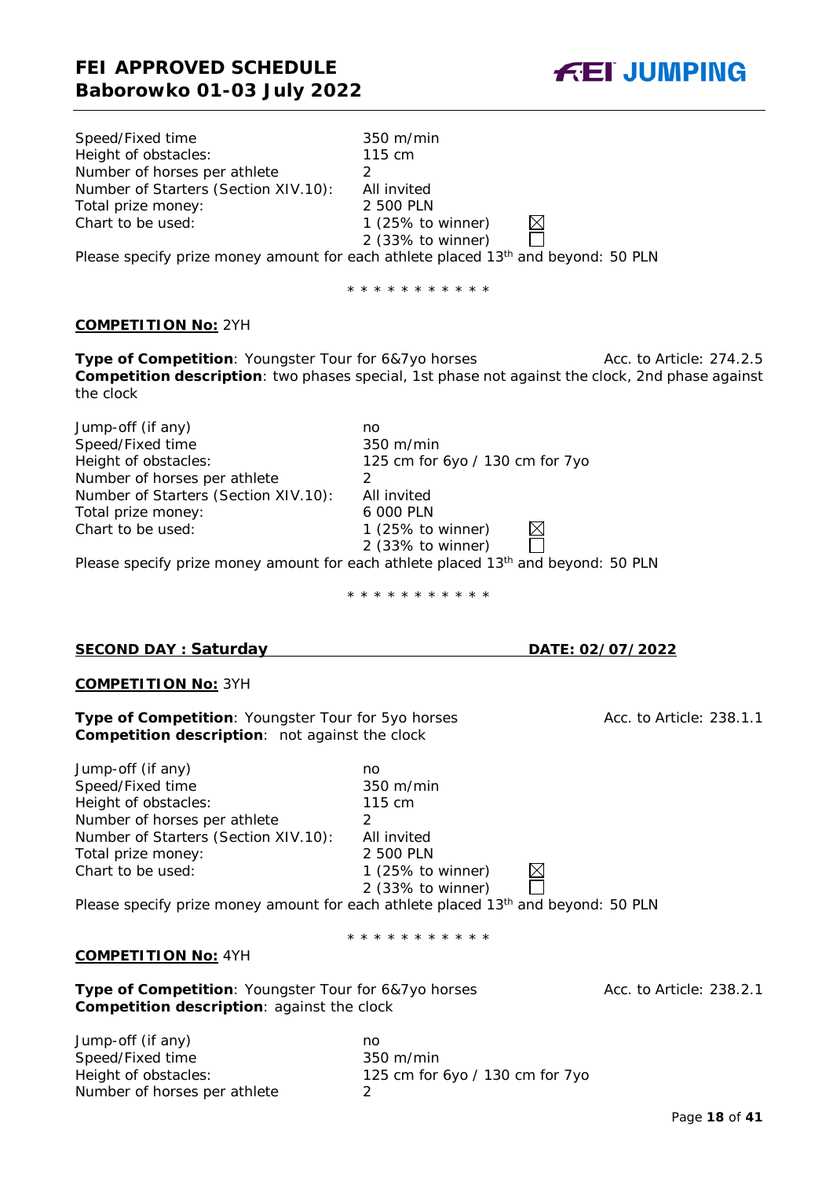Speed/Fixed time: 350 m/min
Height of obstacles: 115 cm
Number of horses per athlete: 2
Number of Starters (Section XIV.10): All invited
Total prize money: 2 500 PLN
Chart to be used: 1 (25% to winner) ☒
2 (33% to winner) ☐

Please specify prize money amount for each athlete placed 13th and beyond: 50 PLN

\* \* \* \* \* \* \* \* \* \* \*

**COMPETITION No:** 2YH

**Type of Competition**: Youngster Tour for 6&7yo horses Acc. to Article: 274.2.5
**Competition description**: two phases special, 1st phase not against the clock, 2nd phase against the clock

Jump-off (if any): no
Speed/Fixed time: 350 m/min
Height of obstacles: 125 cm for 6yo / 130 cm for 7yo
Number of horses per athlete: 2
Number of Starters (Section XIV.10): All invited
Total prize money: 6 000 PLN
Chart to be used: 1 (25% to winner) ☒
2 (33% to winner) ☐

Please specify prize money amount for each athlete placed 13th and beyond: 50 PLN

\* \* \* \* \* \* \* \* \* \* \*

**SECOND DAY : Saturday DATE: 02/07/2022**

**COMPETITION No:** 3YH

**Type of Competition**: Youngster Tour for 5yo horses Acc. to Article: 238.1.1
**Competition description**: not against the clock

Jump-off (if any): no
Speed/Fixed time: 350 m/min
Height of obstacles: 115 cm
Number of horses per athlete: 2
Number of Starters (Section XIV.10): All invited
Total prize money: 2 500 PLN
Chart to be used: 1 (25% to winner) ☒
2 (33% to winner) ☐

Please specify prize money amount for each athlete placed 13th and beyond: 50 PLN

\* \* \* \* \* \* \* \* \* \* \*

**COMPETITION No:** 4YH

**Type of Competition**: Youngster Tour for 6&7yo horses Acc. to Article: 238.2.1
**Competition description**: against the clock

Jump-off (if any): no
Speed/Fixed time: 350 m/min
Height of obstacles: 125 cm for 6yo / 130 cm for 7yo
Number of horses per athlete: 2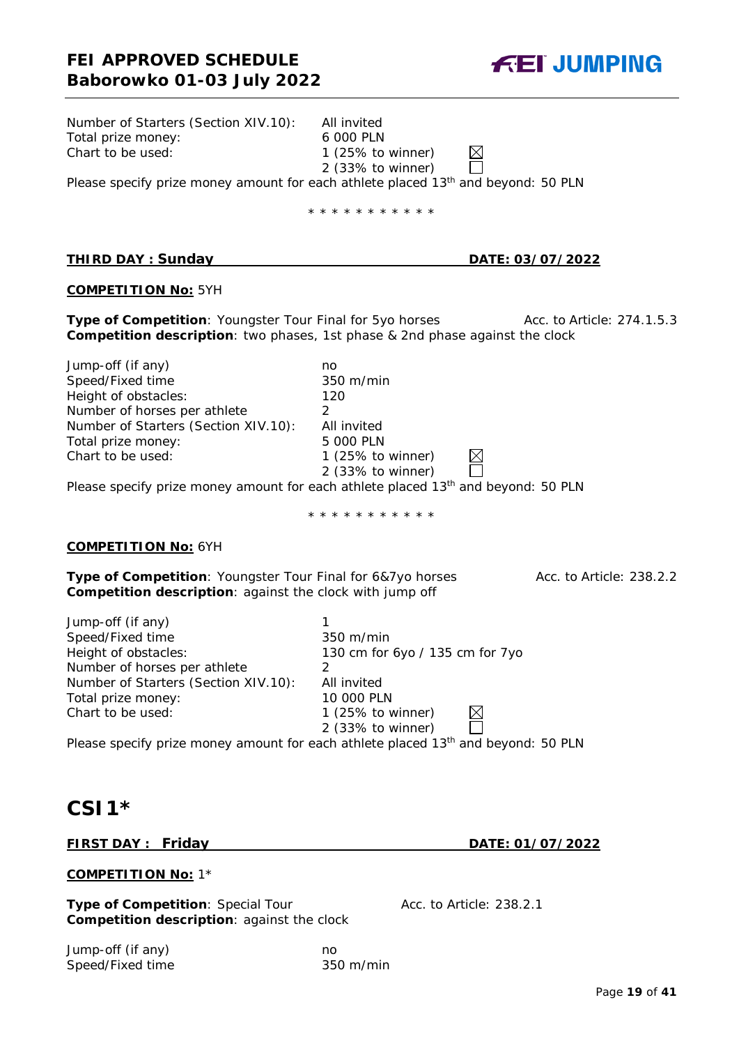Number of Starters (Section XIV.10): All invited
Total prize money: 6 000 PLN
Chart to be used: 1 (25% to winner) ☒
2 (33% to winner) ☐

Please specify prize money amount for each athlete placed 13th and beyond: 50 PLN

* * * * * * * * * * *

**THIRD DAY : Sunday** **DATE: 03/07/2022**

**COMPETITION No:** 5YH

**Type of Competition**: Youngster Tour Final for 5yo horses Acc. to Article: 274.1.5.3
**Competition description**: two phases, 1st phase & 2nd phase against the clock

Jump-off (if any) no
Speed/Fixed time 350 m/min
Height of obstacles: 120
Number of horses per athlete 2
Number of Starters (Section XIV.10): All invited
Total prize money: 5 000 PLN
Chart to be used: 1 (25% to winner) ☒
2 (33% to winner) ☐

Please specify prize money amount for each athlete placed 13th and beyond: 50 PLN

* * * * * * * * * * *

**COMPETITION No:** 6YH

**Type of Competition**: Youngster Tour Final for 6&7yo horses Acc. to Article: 238.2.2
**Competition description**: against the clock with jump off

Jump-off (if any) 1
Speed/Fixed time 350 m/min
Height of obstacles: 130 cm for 6yo / 135 cm for 7yo
Number of horses per athlete 2
Number of Starters (Section XIV.10): All invited
Total prize money: 10 000 PLN
Chart to be used: 1 (25% to winner) ☒
2 (33% to winner) ☐

Please specify prize money amount for each athlete placed 13th and beyond: 50 PLN

# CSI1*

**FIRST DAY : Friday** **DATE: 01/07/2022**

**COMPETITION No:** 1*

**Type of Competition**: Special Tour Acc. to Article: 238.2.1
**Competition description**: against the clock

Jump-off (if any) no
Speed/Fixed time 350 m/min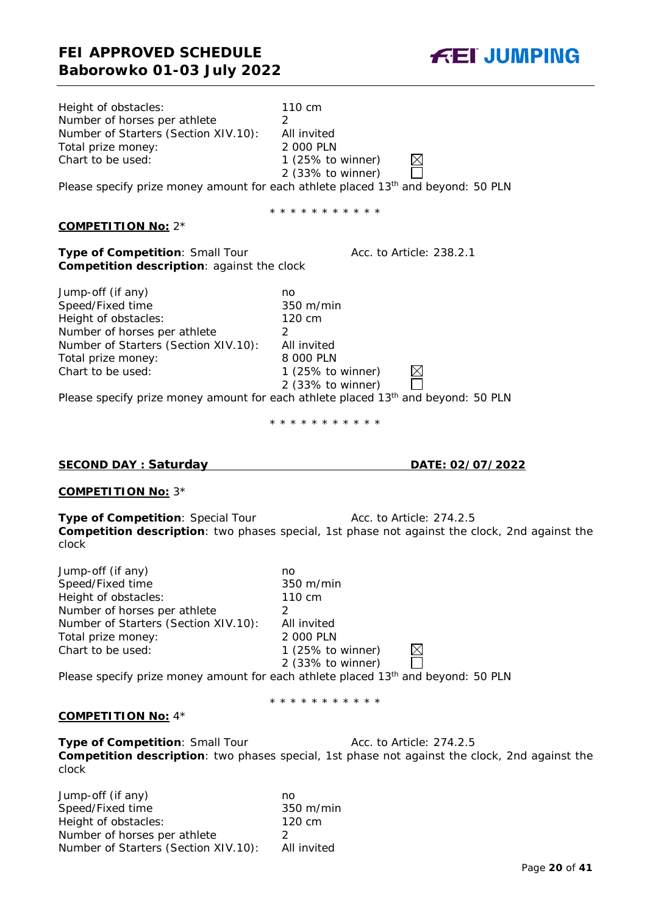| | | |
|---|---|---|
| Height of obstacles: | 110 cm | |
| Number of horses per athlete | 2 | |
| Number of Starters (Section XIV.10): | All invited | |
| Total prize money: | 2 000 PLN | |
| Chart to be used: | 1 (25% to winner) | ☒ |
| | 2 (33% to winner) | ☐ |

Please specify prize money amount for each athlete placed 13th and beyond: 50 PLN

* * * * * * * * * * *

**COMPETITION No:** 2*

**Type of Competition**: Small Tour Acc. to Article: 238.2.1
**Competition description**: against the clock

| | | |
|---|---|---|
| Jump-off (if any) | no | |
| Speed/Fixed time | 350 m/min | |
| Height of obstacles: | 120 cm | |
| Number of horses per athlete | 2 | |
| Number of Starters (Section XIV.10): | All invited | |
| Total prize money: | 8 000 PLN | |
| Chart to be used: | 1 (25% to winner) | ☒ |
| | 2 (33% to winner) | ☐ |

Please specify prize money amount for each athlete placed 13th and beyond: 50 PLN

* * * * * * * * * * *

## SECOND DAY : Saturday DATE: 02/07/2022

**COMPETITION No:** 3*

**Type of Competition**: Special Tour Acc. to Article: 274.2.5
**Competition description**: two phases special, 1st phase not against the clock, 2nd against the clock

| | | |
|---|---|---|
| Jump-off (if any) | no | |
| Speed/Fixed time | 350 m/min | |
| Height of obstacles: | 110 cm | |
| Number of horses per athlete | 2 | |
| Number of Starters (Section XIV.10): | All invited | |
| Total prize money: | 2 000 PLN | |
| Chart to be used: | 1 (25% to winner) | ☒ |
| | 2 (33% to winner) | ☐ |

Please specify prize money amount for each athlete placed 13th and beyond: 50 PLN

* * * * * * * * * * *

**COMPETITION No:** 4*

**Type of Competition**: Small Tour Acc. to Article: 274.2.5
**Competition description**: two phases special, 1st phase not against the clock, 2nd against the clock

| | |
|---|---|
| Jump-off (if any) | no |
| Speed/Fixed time | 350 m/min |
| Height of obstacles: | 120 cm |
| Number of horses per athlete | 2 |
| Number of Starters (Section XIV.10): | All invited |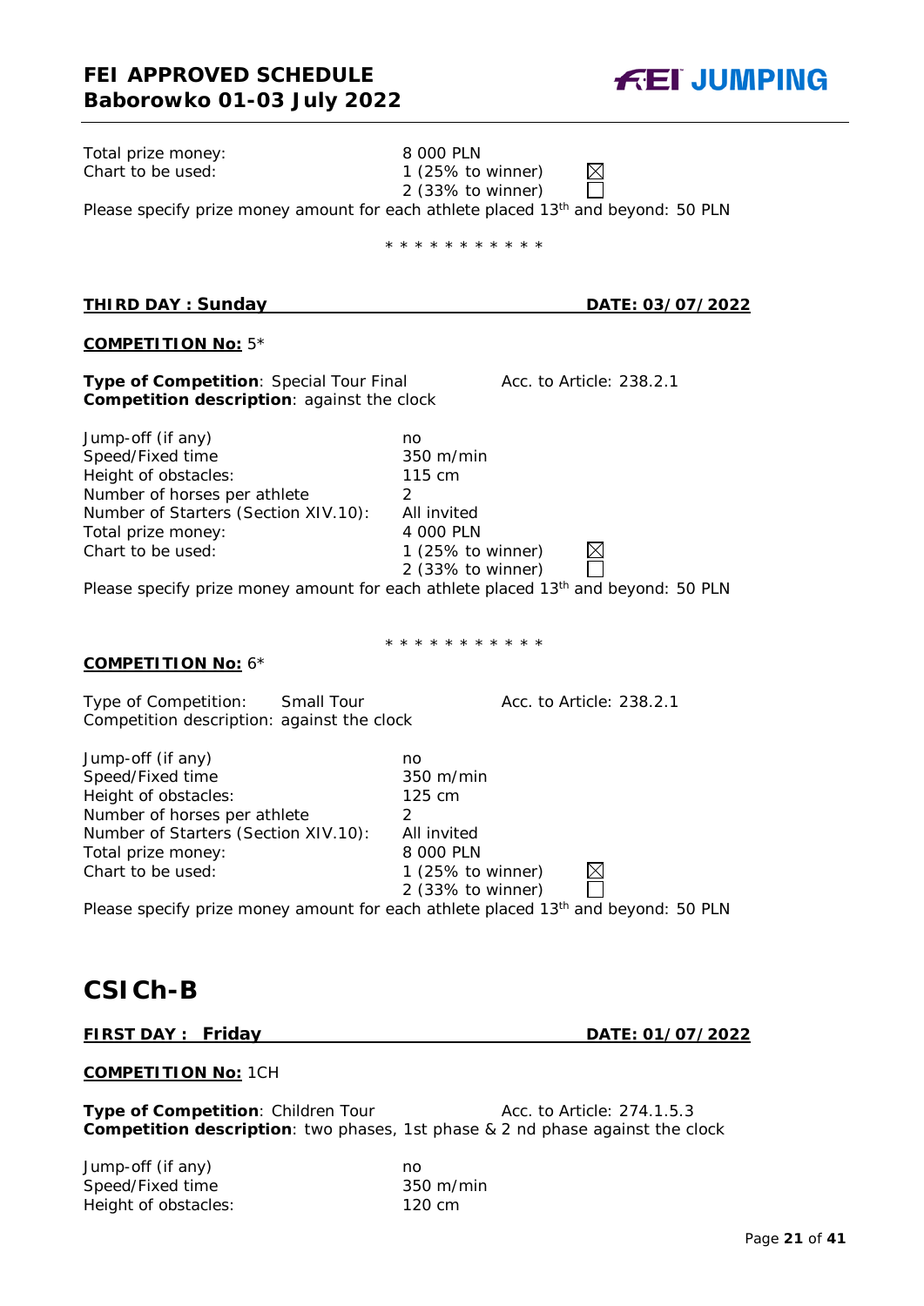Total prize money: 8 000 PLN
Chart to be used: 1 (25% to winner) ☒
2 (33% to winner) ☐

Please specify prize money amount for each athlete placed 13th and beyond: 50 PLN

* * * * * * * * * * *

**THIRD DAY : Sunday** **DATE: 03/07/2022**

**COMPETITION No:** 5*

**Type of Competition**: Special Tour Final Acc. to Article: 238.2.1
**Competition description**: against the clock

| | |
|---|---|
| Jump-off (if any) | no |
| Speed/Fixed time | 350 m/min |
| Height of obstacles: | 115 cm |
| Number of horses per athlete | 2 |
| Number of Starters (Section XIV.10): | All invited |
| Total prize money: | 4 000 PLN |
| Chart to be used: | 1 (25% to winner) ☒ |
| | 2 (33% to winner) ☐ |

Please specify prize money amount for each athlete placed 13th and beyond: 50 PLN

* * * * * * * * * * *

**COMPETITION No:** 6*

Type of Competition: Small Tour Acc. to Article: 238.2.1
Competition description: against the clock

| | |
|---|---|
| Jump-off (if any) | no |
| Speed/Fixed time | 350 m/min |
| Height of obstacles: | 125 cm |
| Number of horses per athlete | 2 |
| Number of Starters (Section XIV.10): | All invited |
| Total prize money: | 8 000 PLN |
| Chart to be used: | 1 (25% to winner) ☒ |
| | 2 (33% to winner) ☐ |

Please specify prize money amount for each athlete placed 13th and beyond: 50 PLN

# CSICh-B

**FIRST DAY : Friday** **DATE: 01/07/2022**

**COMPETITION No:** 1CH

**Type of Competition**: Children Tour Acc. to Article: 274.1.5.3
**Competition description**: two phases, 1st phase & 2 nd phase against the clock

| | |
|---|---|
| Jump-off (if any) | no |
| Speed/Fixed time | 350 m/min |
| Height of obstacles: | 120 cm |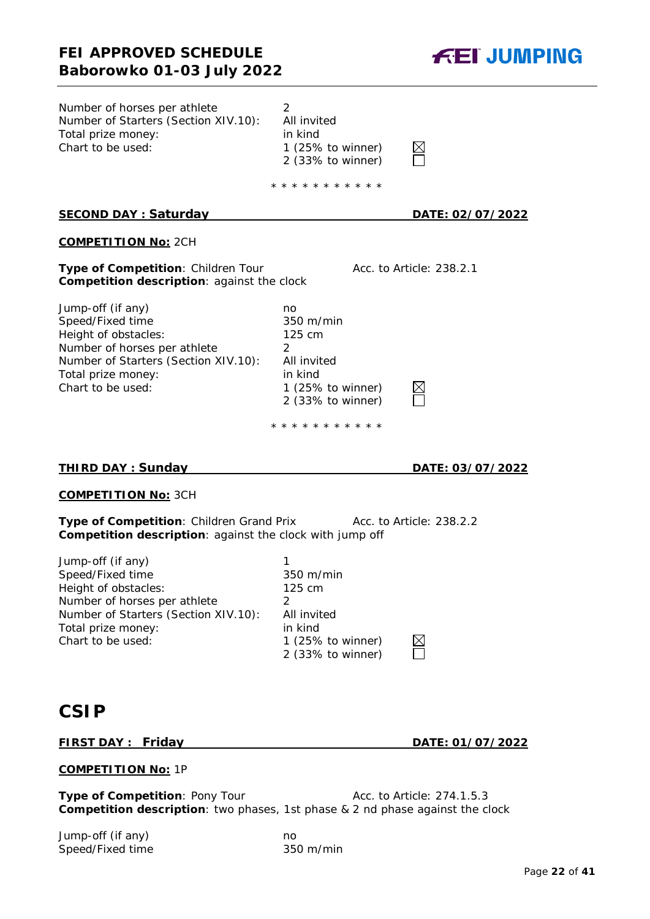Number of horses per athlete: 2
Number of Starters (Section XIV.10): All invited
Total prize money: in kind
Chart to be used: 1 (25% to winner) ☒
2 (33% to winner) ☐

* * * * * * * * * * *

**SECOND DAY : Saturday** **DATE: 02/07/2022**

**COMPETITION No:** 2CH

**Type of Competition**: Children Tour Acc. to Article: 238.2.1
**Competition description**: against the clock

| | |
|---|---|
| Jump-off (if any) | no |
| Speed/Fixed time | 350 m/min |
| Height of obstacles: | 125 cm |
| Number of horses per athlete | 2 |
| Number of Starters (Section XIV.10): | All invited |
| Total prize money: | in kind |
| Chart to be used: | 1 (25% to winner) ☒ |
| | 2 (33% to winner) ☐ |

* * * * * * * * * * *

**THIRD DAY : Sunday** **DATE: 03/07/2022**

**COMPETITION No:** 3CH

**Type of Competition**: Children Grand Prix Acc. to Article: 238.2.2
**Competition description**: against the clock with jump off

| | |
|---|---|
| Jump-off (if any) | 1 |
| Speed/Fixed time | 350 m/min |
| Height of obstacles: | 125 cm |
| Number of horses per athlete | 2 |
| Number of Starters (Section XIV.10): | All invited |
| Total prize money: | in kind |
| Chart to be used: | 1 (25% to winner) ☒ |
| | 2 (33% to winner) ☐ |

# CSIP

**FIRST DAY : Friday** **DATE: 01/07/2022**

**COMPETITION No:** 1P

**Type of Competition**: Pony Tour Acc. to Article: 274.1.5.3
**Competition description**: two phases, 1st phase & 2 nd phase against the clock

| | |
|---|---|
| Jump-off (if any) | no |
| Speed/Fixed time | 350 m/min |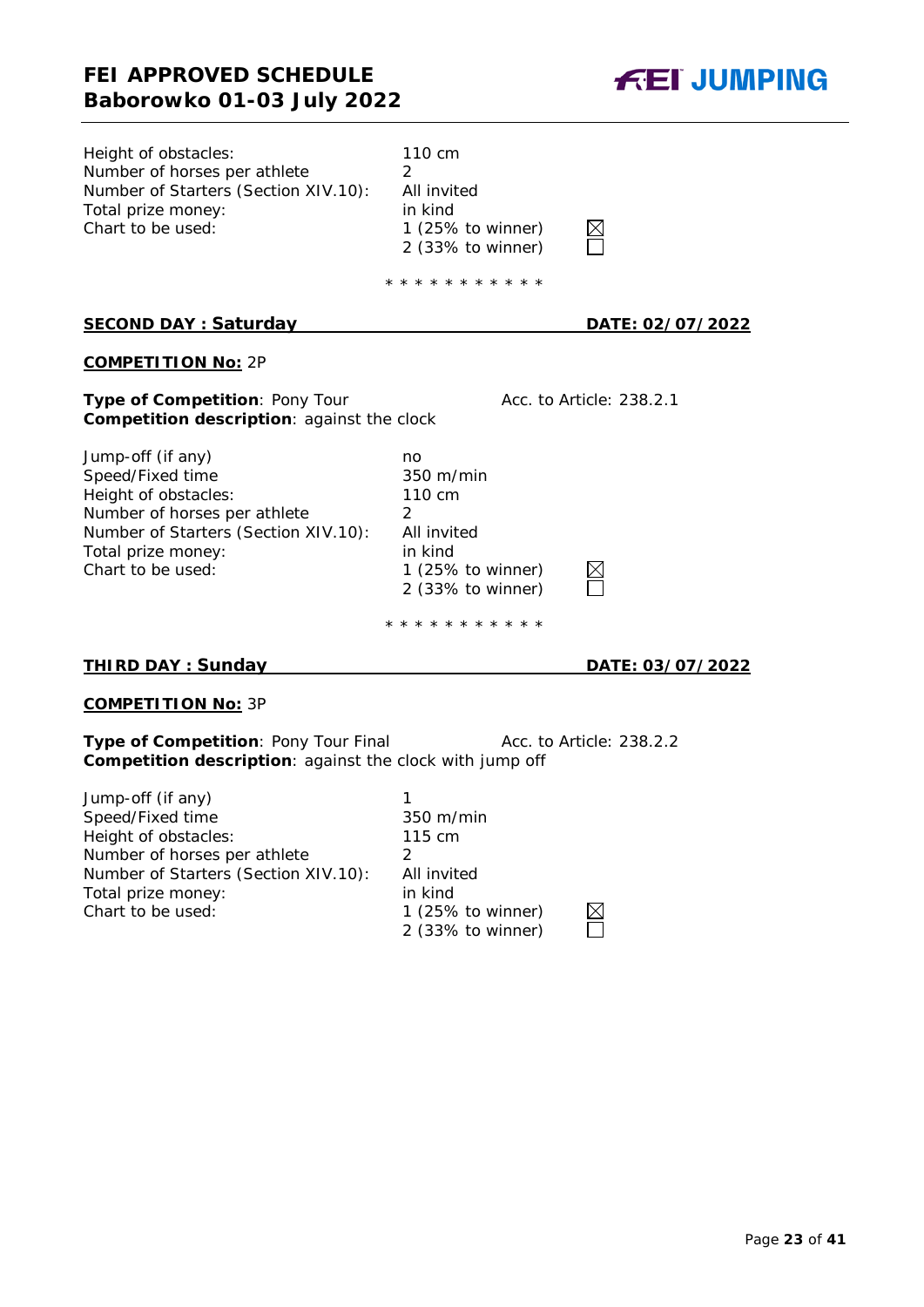| | |
|---|---|
| Height of obstacles: | 110 cm |
| Number of horses per athlete | 2 |
| Number of Starters (Section XIV.10): | All invited |
| Total prize money: | in kind |
| Chart to be used: | 1 (25% to winner) ☒ |
| | 2 (33% to winner) ☐ |

\* \* \* \* \* \* \* \* \* \* \*

**SECOND DAY : Saturday** **DATE: 02/07/2022**

**COMPETITION No:** 2P

**Type of Competition**: Pony Tour Acc. to Article: 238.2.1
**Competition description**: against the clock

| | |
|---|---|
| Jump-off (if any) | no |
| Speed/Fixed time | 350 m/min |
| Height of obstacles: | 110 cm |
| Number of horses per athlete | 2 |
| Number of Starters (Section XIV.10): | All invited |
| Total prize money: | in kind |
| Chart to be used: | 1 (25% to winner) ☒ |
| | 2 (33% to winner) ☐ |

\* \* \* \* \* \* \* \* \* \* \*

**THIRD DAY : Sunday** **DATE: 03/07/2022**

**COMPETITION No:** 3P

**Type of Competition**: Pony Tour Final Acc. to Article: 238.2.2
**Competition description**: against the clock with jump off

| | |
|---|---|
| Jump-off (if any) | 1 |
| Speed/Fixed time | 350 m/min |
| Height of obstacles: | 115 cm |
| Number of horses per athlete | 2 |
| Number of Starters (Section XIV.10): | All invited |
| Total prize money: | in kind |
| Chart to be used: | 1 (25% to winner) ☒ |
| | 2 (33% to winner) ☐ |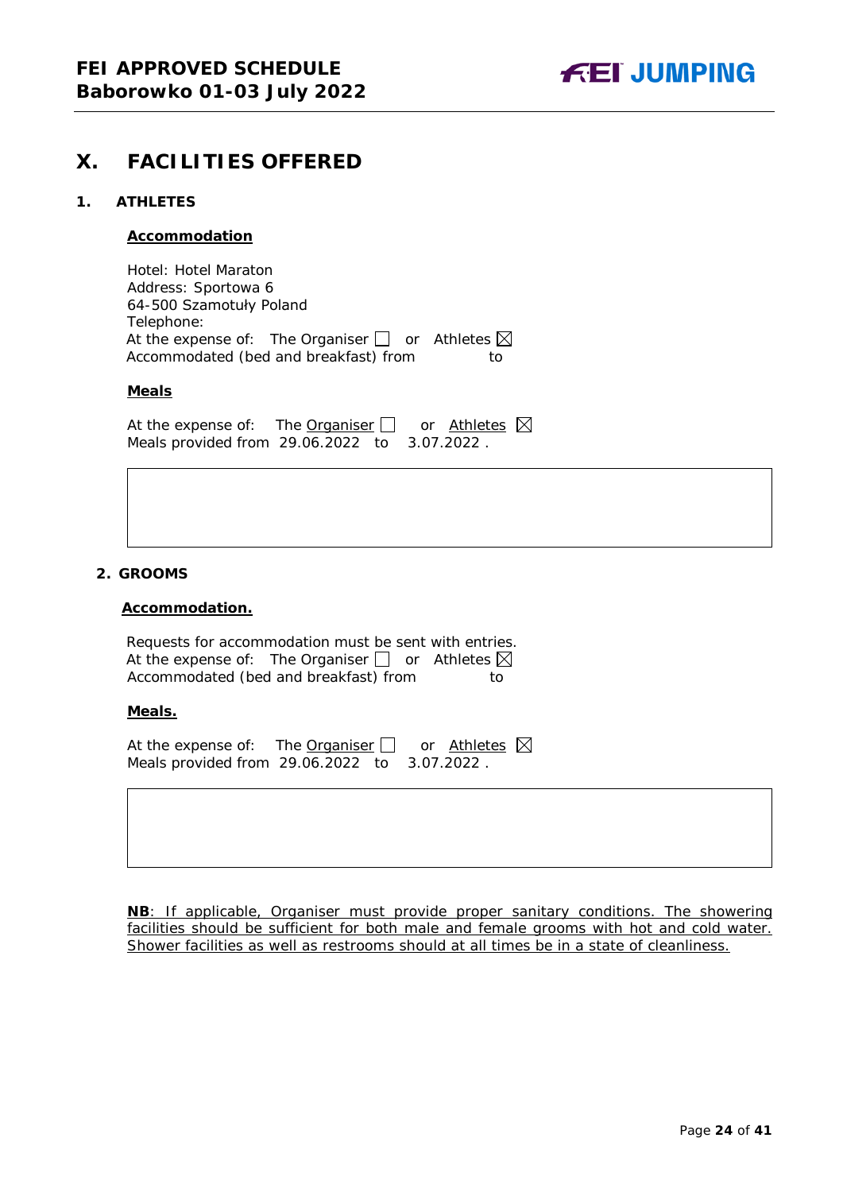# X. FACILITIES OFFERED

## 1. ATHLETES

**Accommodation**

Hotel: Hotel Maraton
Address: Sportowa 6
64-500 Szamotuły Poland
Telephone:
At the expense of: The Organiser ☐ or Athletes ☒
Accommodated (bed and breakfast) from to

**Meals**

At the expense of: The Organiser ☐ or Athletes ☒
Meals provided from 29.06.2022 to 3.07.2022 .

## 2. GROOMS

**Accommodation.**

Requests for accommodation must be sent with entries.
At the expense of: The Organiser ☐ or Athletes ☒
Accommodated (bed and breakfast) from to

**Meals.**

At the expense of: The Organiser ☐ or Athletes ☒
Meals provided from 29.06.2022 to 3.07.2022 .

**NB**: If applicable, Organiser must provide proper sanitary conditions. The showering facilities should be sufficient for both male and female grooms with hot and cold water. Shower facilities as well as restrooms should at all times be in a state of cleanliness.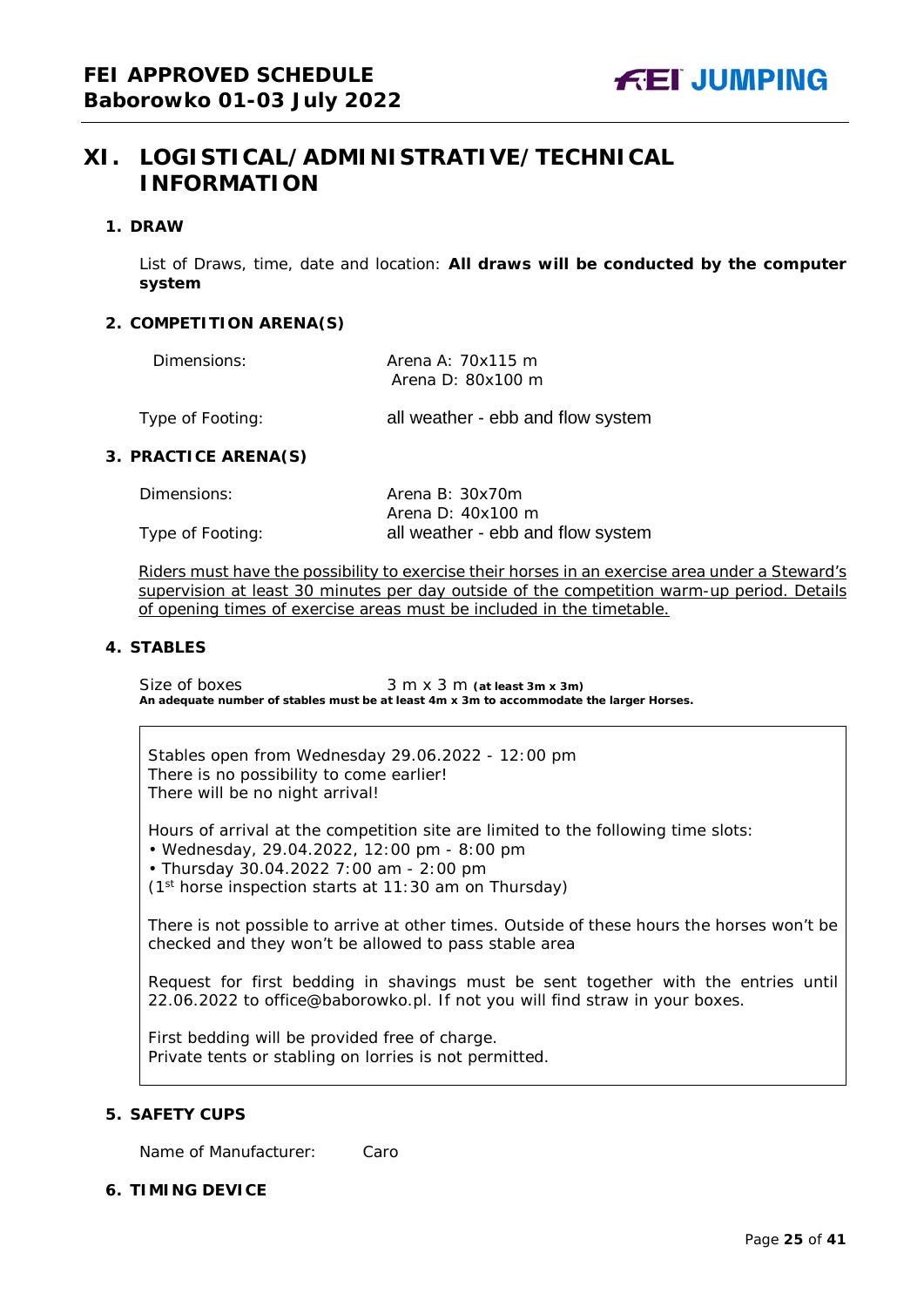# XI. LOGISTICAL/ADMINISTRATIVE/TECHNICAL INFORMATION

## 1. DRAW

List of Draws, time, date and location: **All draws will be conducted by the computer system**

## 2. COMPETITION ARENA(S)

| | |
|---|---|
| Dimensions: | Arena A: 70x115 m<br>Arena D: 80x100 m |
| Type of Footing: | all weather - ebb and flow system |

## 3. PRACTICE ARENA(S)

| | |
|---|---|
| Dimensions: | Arena B: 30x70m<br>Arena D: 40x100 m |
| Type of Footing: | all weather - ebb and flow system |

Riders must have the possibility to exercise their horses in an exercise area under a Steward's supervision at least 30 minutes per day outside of the competition warm-up period. Details of opening times of exercise areas must be included in the timetable.

## 4. STABLES

Size of boxes 3 m x 3 m **(at least 3m x 3m)**
**An adequate number of stables must be at least 4m x 3m to accommodate the larger Horses.**

Stables open from Wednesday 29.06.2022 - 12:00 pm
There is no possibility to come earlier!
There will be no night arrival!

Hours of arrival at the competition site are limited to the following time slots:
- Wednesday, 29.04.2022, 12:00 pm - 8:00 pm
- Thursday 30.04.2022 7:00 am - 2:00 pm

(1st horse inspection starts at 11:30 am on Thursday)

There is not possible to arrive at other times. Outside of these hours the horses won't be checked and they won't be allowed to pass stable area

Request for first bedding in shavings must be sent together with the entries until 22.06.2022 to office@baborowko.pl. If not you will find straw in your boxes.

First bedding will be provided free of charge.
Private tents or stabling on lorries is not permitted.

## 5. SAFETY CUPS

Name of Manufacturer: Caro

## 6. TIMING DEVICE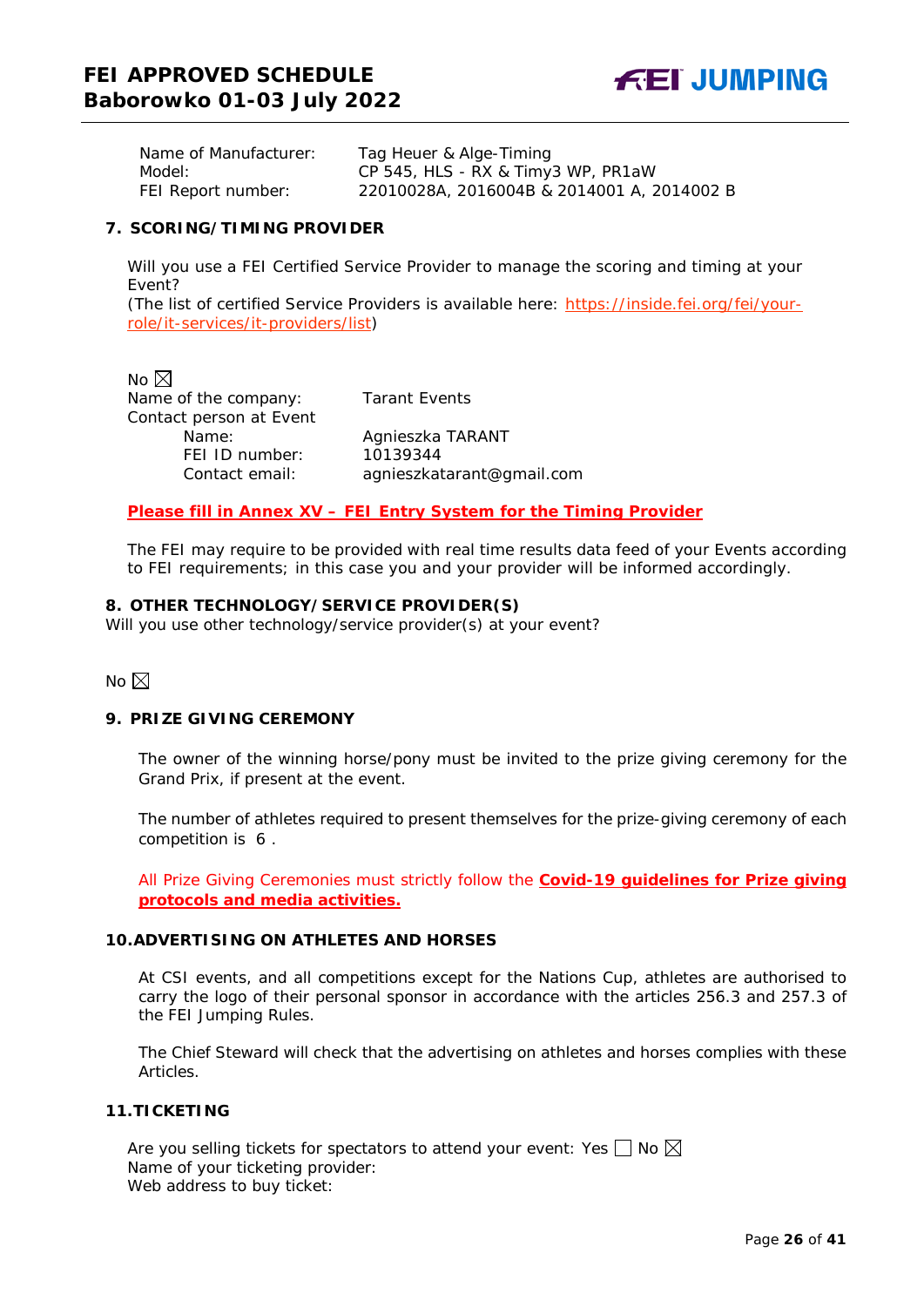| | |
|---|---|
| Name of Manufacturer: | Tag Heuer & Alge-Timing |
| Model: | CP 545, HLS - RX & Timy3 WP, PR1aW |
| FEI Report number: | 22010028A, 2016004B & 2014001 A, 2014002 B |

## 7. SCORING/TIMING PROVIDER

Will you use a FEI Certified Service Provider to manage the scoring and timing at your Event?
(The list of certified Service Providers is available here: https://inside.fei.org/fei/your-role/it-services/it-providers/list)

No ☒

| | |
|---|---|
| Name of the company: | Tarant Events |
| Contact person at Event | |
| Name: | Agnieszka TARANT |
| FEI ID number: | 10139344 |
| Contact email: | agnieszkatarant@gmail.com |

**Please fill in Annex XV – FEI Entry System for the Timing Provider**

The FEI may require to be provided with real time results data feed of your Events according to FEI requirements; in this case you and your provider will be informed accordingly.

## 8. OTHER TECHNOLOGY/SERVICE PROVIDER(S)

Will you use other technology/service provider(s) at your event?

No ☒

## 9. PRIZE GIVING CEREMONY

The owner of the winning horse/pony must be invited to the prize giving ceremony for the Grand Prix, if present at the event.

The number of athletes required to present themselves for the prize-giving ceremony of each competition is 6 .

All Prize Giving Ceremonies must strictly follow the **Covid-19 guidelines for Prize giving protocols and media activities.**

## 10. ADVERTISING ON ATHLETES AND HORSES

At CSI events, and all competitions except for the Nations Cup, athletes are authorised to carry the logo of their personal sponsor in accordance with the articles 256.3 and 257.3 of the FEI Jumping Rules.

The Chief Steward will check that the advertising on athletes and horses complies with these Articles.

## 11. TICKETING

Are you selling tickets for spectators to attend your event: Yes ☐ No ☒
Name of your ticketing provider:
Web address to buy ticket: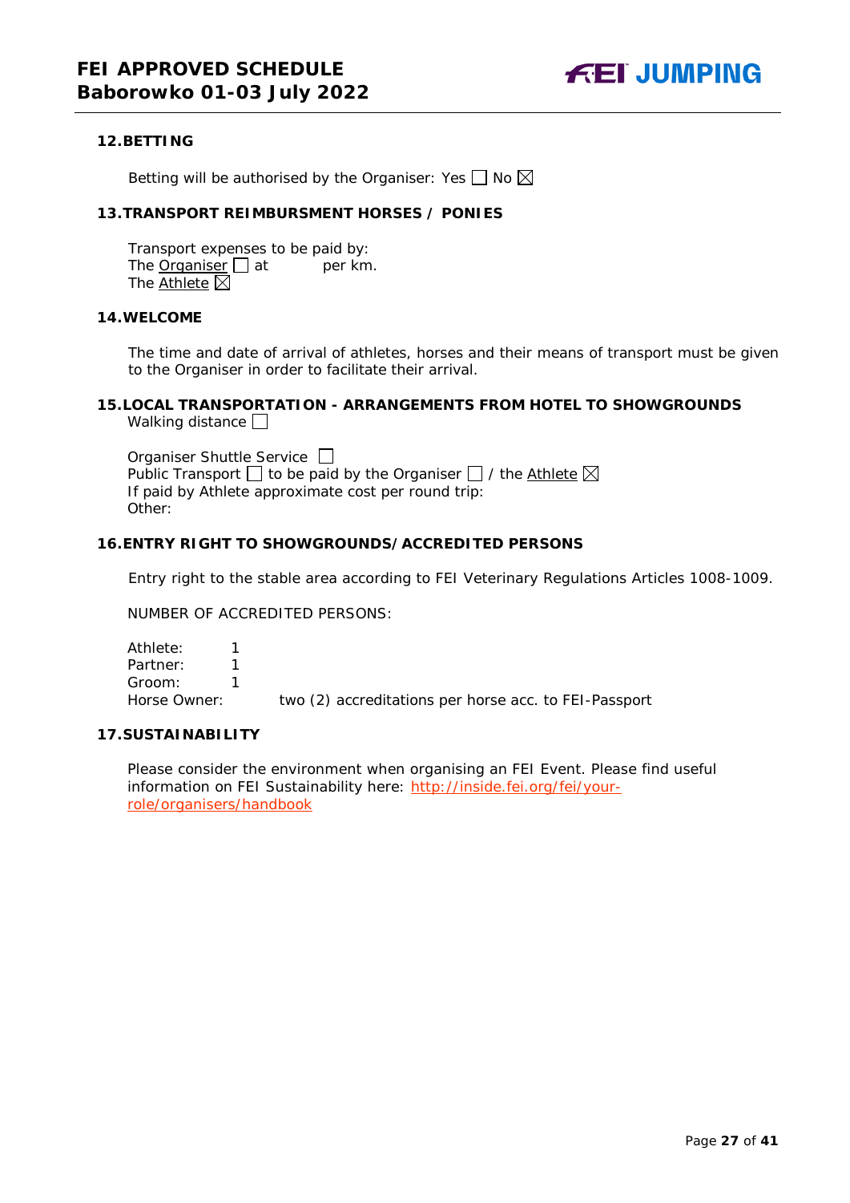## 12. BETTING

Betting will be authorised by the Organiser: Yes ☐ No ☒

## 13. TRANSPORT REIMBURSMENT HORSES / PONIES

Transport expenses to be paid by:
The Organiser ☐ at per km.
The Athlete ☒

## 14. WELCOME

The time and date of arrival of athletes, horses and their means of transport must be given to the Organiser in order to facilitate their arrival.

## 15. LOCAL TRANSPORTATION - ARRANGEMENTS FROM HOTEL TO SHOWGROUNDS

Walking distance ☐

Organiser Shuttle Service ☐
Public Transport ☐ to be paid by the Organiser ☐ / the Athlete ☒
If paid by Athlete approximate cost per round trip:
Other:

## 16. ENTRY RIGHT TO SHOWGROUNDS/ACCREDITED PERSONS

Entry right to the stable area according to FEI Veterinary Regulations Articles 1008-1009.

NUMBER OF ACCREDITED PERSONS:

Athlete: 1
Partner: 1
Groom: 1
Horse Owner: two (2) accreditations per horse acc. to FEI-Passport

## 17. SUSTAINABILITY

Please consider the environment when organising an FEI Event. Please find useful information on FEI Sustainability here: http://inside.fei.org/fei/your-role/organisers/handbook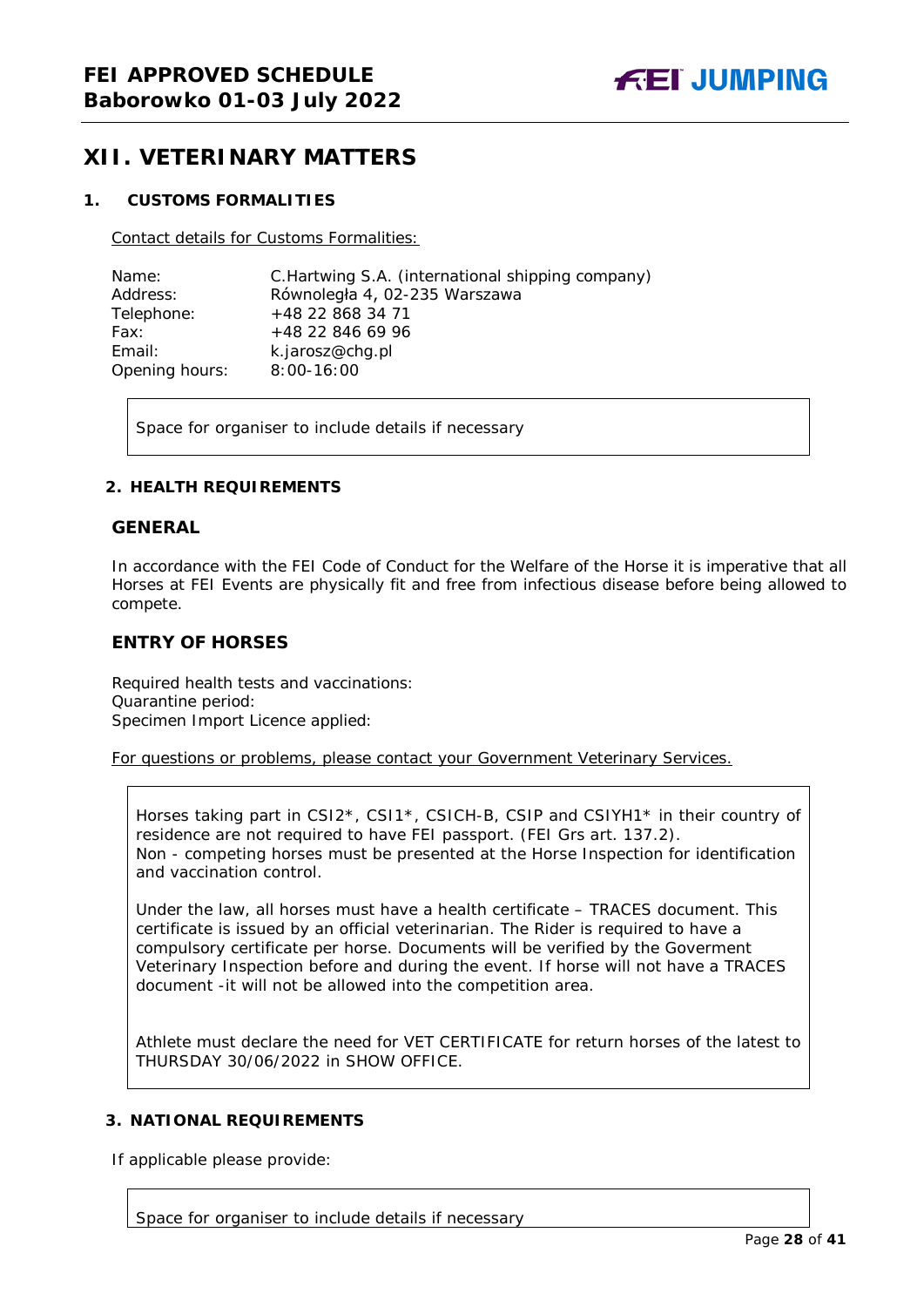# XII. VETERINARY MATTERS

## 1. CUSTOMS FORMALITIES

Contact details for Customs Formalities:

| | |
|---|---|
| Name: | C.Hartwing S.A. (international shipping company) |
| Address: | Równoległa 4, 02-235 Warszawa |
| Telephone: | +48 22 868 34 71 |
| Fax: | +48 22 846 69 96 |
| Email: | k.jarosz@chg.pl |
| Opening hours: | 8:00-16:00 |

Space for organiser to include details if necessary

## 2. HEALTH REQUIREMENTS

### GENERAL

In accordance with the FEI Code of Conduct for the Welfare of the Horse it is imperative that all Horses at FEI Events are physically fit and free from infectious disease before being allowed to compete.

### ENTRY OF HORSES

Required health tests and vaccinations:
Quarantine period:
Specimen Import Licence applied:

For questions or problems, please contact your Government Veterinary Services.

Horses taking part in CSI2*, CSI1*, CSICH-B, CSIP and CSIYH1* in their country of residence are not required to have FEI passport. (FEI Grs art. 137.2).
Non - competing horses must be presented at the Horse Inspection for identification and vaccination control.

Under the law, all horses must have a health certificate – TRACES document. This certificate is issued by an official veterinarian. The Rider is required to have a compulsory certificate per horse. Documents will be verified by the Goverment Veterinary Inspection before and during the event. If horse will not have a TRACES document -it will not be allowed into the competition area.

Athlete must declare the need for VET CERTIFICATE for return horses of the latest to THURSDAY 30/06/2022 in SHOW OFFICE.

## 3. NATIONAL REQUIREMENTS

If applicable please provide:

Space for organiser to include details if necessary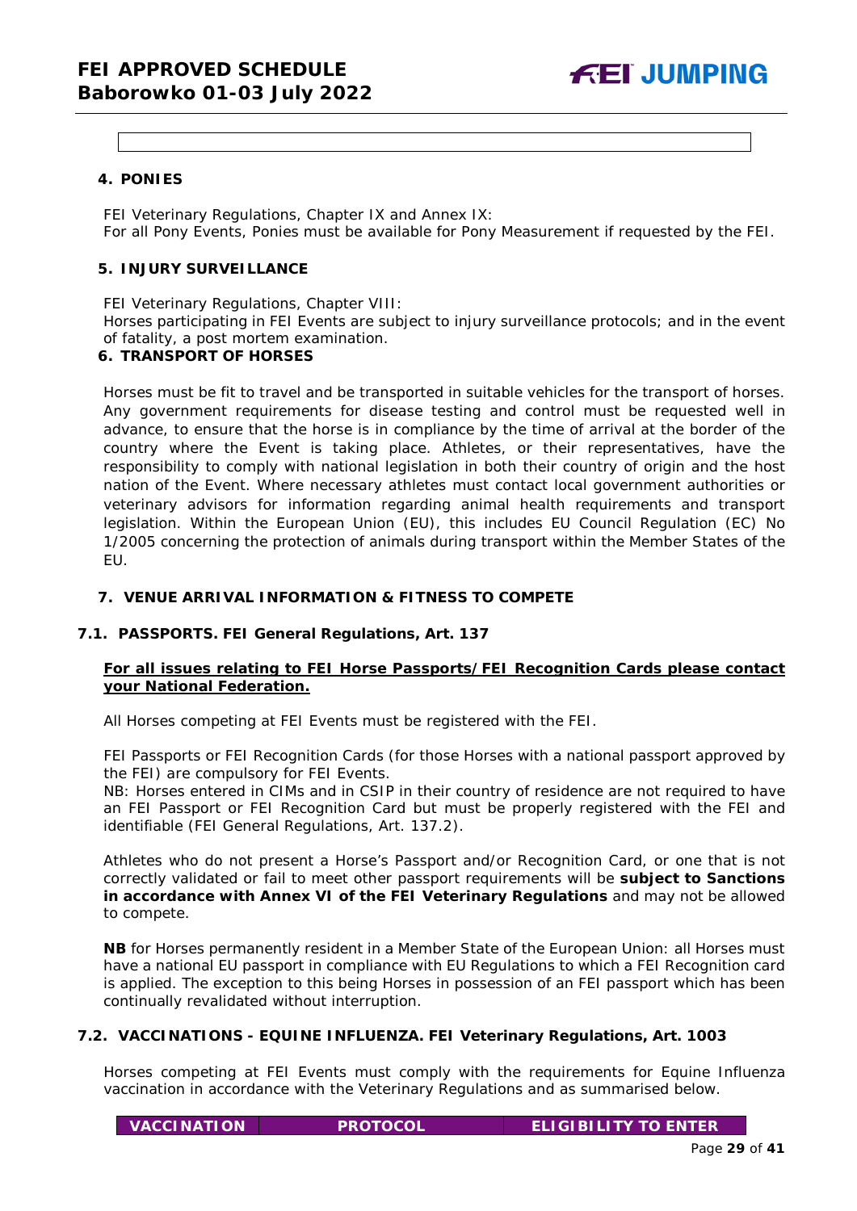## 4. PONIES

FEI Veterinary Regulations, Chapter IX and Annex IX:
For all Pony Events, Ponies must be available for Pony Measurement if requested by the FEI.

## 5. INJURY SURVEILLANCE

FEI Veterinary Regulations, Chapter VIII:
Horses participating in FEI Events are subject to injury surveillance protocols; and in the event of fatality, a post mortem examination.

## 6. TRANSPORT OF HORSES

Horses must be fit to travel and be transported in suitable vehicles for the transport of horses. Any government requirements for disease testing and control must be requested well in advance, to ensure that the horse is in compliance by the time of arrival at the border of the country where the Event is taking place. Athletes, or their representatives, have the responsibility to comply with national legislation in both their country of origin and the host nation of the Event. Where necessary athletes must contact local government authorities or veterinary advisors for information regarding animal health requirements and transport legislation. Within the European Union (EU), this includes EU Council Regulation (EC) No 1/2005 concerning the protection of animals during transport within the Member States of the EU.

## 7. VENUE ARRIVAL INFORMATION & FITNESS TO COMPETE

### 7.1. PASSPORTS. FEI General Regulations, Art. 137

**For all issues relating to FEI Horse Passports/FEI Recognition Cards please contact your National Federation.**

All Horses competing at FEI Events must be registered with the FEI.

FEI Passports or FEI Recognition Cards (for those Horses with a national passport approved by the FEI) are compulsory for FEI Events.
NB: Horses entered in CIMs and in CSIP in their country of residence are not required to have an FEI Passport or FEI Recognition Card but must be properly registered with the FEI and identifiable (FEI General Regulations, Art. 137.2).

Athletes who do not present a Horse's Passport and/or Recognition Card, or one that is not correctly validated or fail to meet other passport requirements will be **subject to Sanctions in accordance with Annex VI of the FEI Veterinary Regulations** and may not be allowed to compete.

**NB** for Horses permanently resident in a Member State of the European Union: all Horses must have a national EU passport in compliance with EU Regulations to which a FEI Recognition card is applied. The exception to this being Horses in possession of an FEI passport which has been continually revalidated without interruption.

### 7.2. VACCINATIONS - EQUINE INFLUENZA. FEI Veterinary Regulations, Art. 1003

Horses competing at FEI Events must comply with the requirements for Equine Influenza vaccination in accordance with the Veterinary Regulations and as summarised below.

| VACCINATION | PROTOCOL | ELIGIBILITY TO ENTER |
|---|---|---|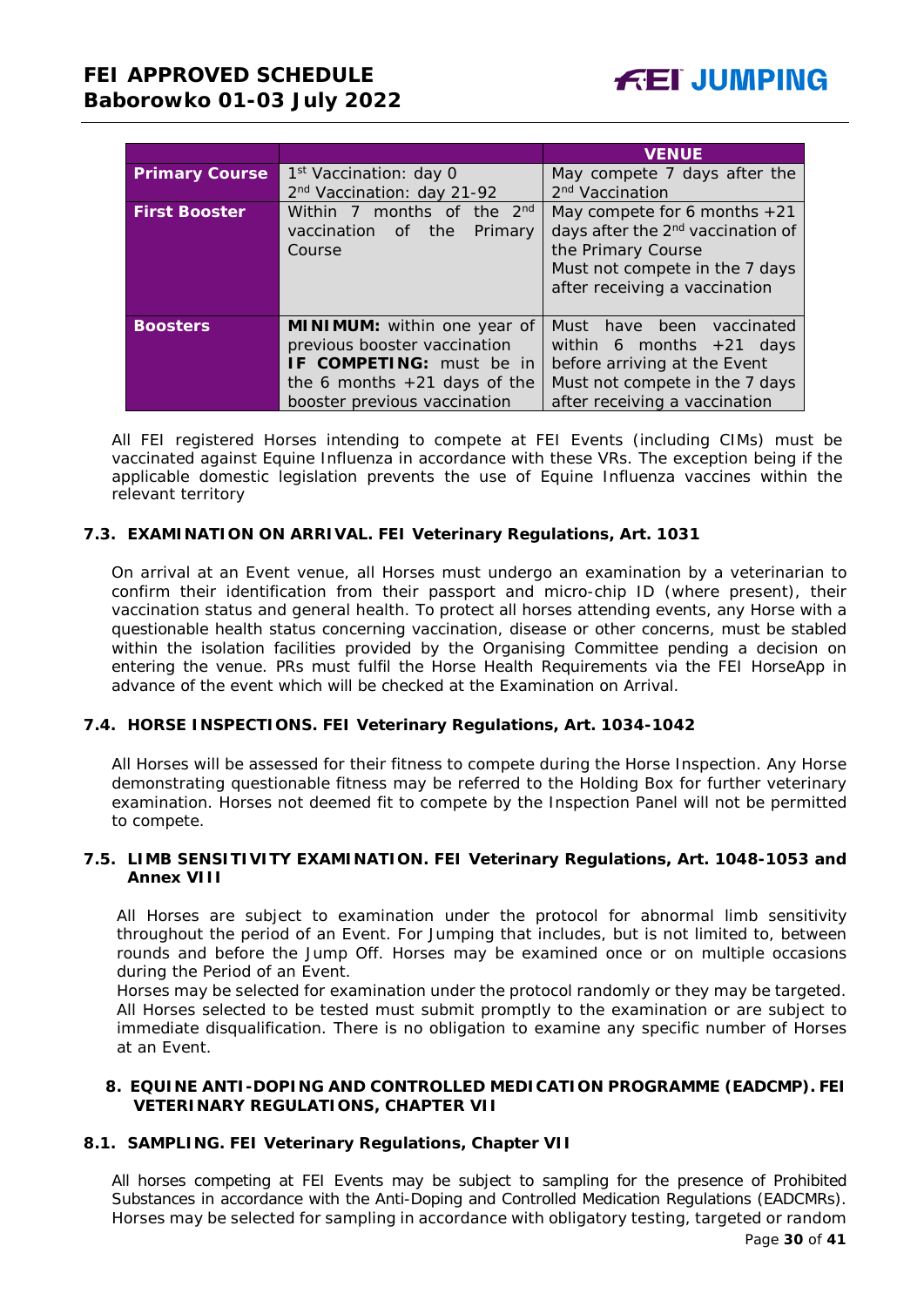| | | VENUE |
|---|---|---|
| **Primary Course** | 1st Vaccination: day 0<br>2nd Vaccination: day 21-92 | May compete 7 days after the 2nd Vaccination |
| **First Booster** | Within 7 months of the 2nd vaccination of the Primary Course | May compete for 6 months +21 days after the 2nd vaccination of the Primary Course<br>Must not compete in the 7 days after receiving a vaccination |
| **Boosters** | **MINIMUM:** within one year of previous booster vaccination<br>**IF COMPETING:** must be in the 6 months +21 days of the booster previous vaccination | Must have been vaccinated within 6 months +21 days before arriving at the Event<br>Must not compete in the 7 days after receiving a vaccination |

All FEI registered Horses intending to compete at FEI Events (including CIMs) must be vaccinated against Equine Influenza in accordance with these VRs. The exception being if the applicable domestic legislation prevents the use of Equine Influenza vaccines within the relevant territory

### 7.3. EXAMINATION ON ARRIVAL. FEI Veterinary Regulations, Art. 1031

On arrival at an Event venue, all Horses must undergo an examination by a veterinarian to confirm their identification from their passport and micro-chip ID (where present), their vaccination status and general health. To protect all horses attending events, any Horse with a questionable health status concerning vaccination, disease or other concerns, must be stabled within the isolation facilities provided by the Organising Committee pending a decision on entering the venue. PRs must fulfil the Horse Health Requirements via the FEI HorseApp in advance of the event which will be checked at the Examination on Arrival.

### 7.4. HORSE INSPECTIONS. FEI Veterinary Regulations, Art. 1034-1042

All Horses will be assessed for their fitness to compete during the Horse Inspection. Any Horse demonstrating questionable fitness may be referred to the Holding Box for further veterinary examination. Horses not deemed fit to compete by the Inspection Panel will not be permitted to compete.

### 7.5. LIMB SENSITIVITY EXAMINATION. FEI Veterinary Regulations, Art. 1048-1053 and Annex VIII

All Horses are subject to examination under the protocol for abnormal limb sensitivity throughout the period of an Event. For Jumping that includes, but is not limited to, between rounds and before the Jump Off. Horses may be examined once or on multiple occasions during the Period of an Event.
Horses may be selected for examination under the protocol randomly or they may be targeted. All Horses selected to be tested must submit promptly to the examination or are subject to immediate disqualification. There is no obligation to examine any specific number of Horses at an Event.

## 8. EQUINE ANTI-DOPING AND CONTROLLED MEDICATION PROGRAMME (EADCMP). FEI VETERINARY REGULATIONS, CHAPTER VII

### 8.1. SAMPLING. FEI Veterinary Regulations, Chapter VII

All horses competing at FEI Events may be subject to sampling for the presence of Prohibited Substances in accordance with the Anti-Doping and Controlled Medication Regulations (EADCMRs). Horses may be selected for sampling in accordance with obligatory testing, targeted or random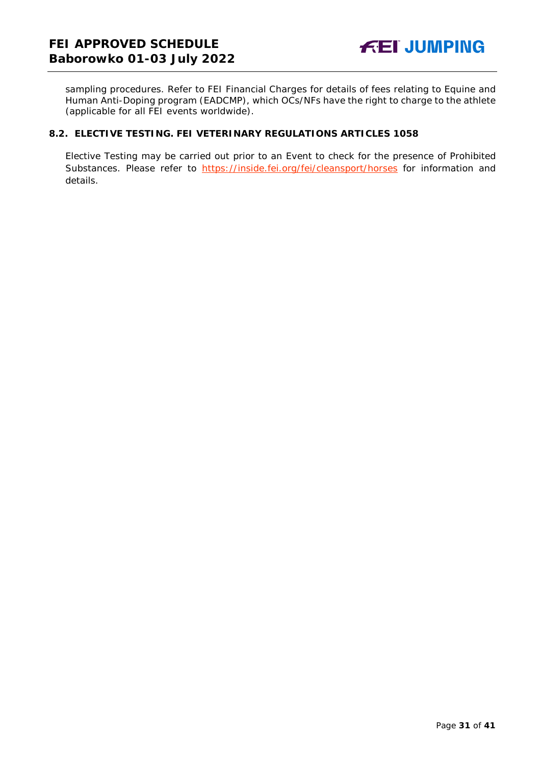sampling procedures. Refer to FEI Financial Charges for details of fees relating to Equine and Human Anti-Doping program (EADCMP), which OCs/NFs have the right to charge to the athlete (applicable for all FEI events worldwide).

### 8.2. ELECTIVE TESTING. FEI VETERINARY REGULATIONS ARTICLES 1058

Elective Testing may be carried out prior to an Event to check for the presence of Prohibited Substances. Please refer to https://inside.fei.org/fei/cleansport/horses for information and details.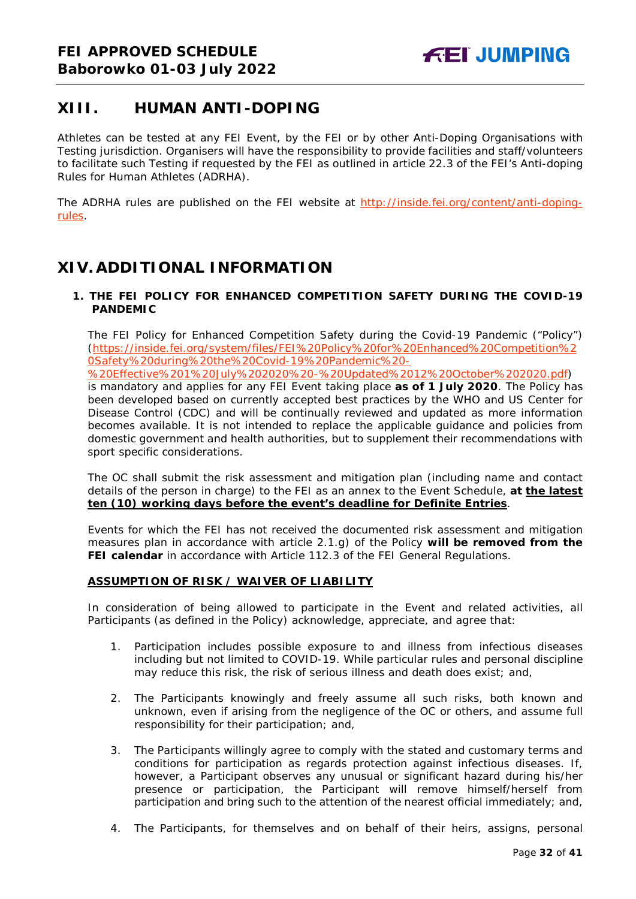## XIII. HUMAN ANTI-DOPING

Athletes can be tested at any FEI Event, by the FEI or by other Anti-Doping Organisations with Testing jurisdiction. Organisers will have the responsibility to provide facilities and staff/volunteers to facilitate such Testing if requested by the FEI as outlined in article 22.3 of the FEI's Anti-doping Rules for Human Athletes (ADRHA).

The ADRHA rules are published on the FEI website at http://inside.fei.org/content/anti-doping-rules.

## XIV. ADDITIONAL INFORMATION

### 1. THE FEI POLICY FOR ENHANCED COMPETITION SAFETY DURING THE COVID-19 PANDEMIC

The FEI Policy for Enhanced Competition Safety during the Covid-19 Pandemic ("Policy") (https://inside.fei.org/system/files/FEI%20Policy%20for%20Enhanced%20Competition%20Safety%20during%20the%20Covid-19%20Pandemic%20-%20Effective%201%20July%202020%20-%20Updated%2012%20October%202020.pdf) is mandatory and applies for any FEI Event taking place **as of 1 July 2020**. The Policy has been developed based on currently accepted best practices by the WHO and US Center for Disease Control (CDC) and will be continually reviewed and updated as more information becomes available. It is not intended to replace the applicable guidance and policies from domestic government and health authorities, but to supplement their recommendations with sport specific considerations.

The OC shall submit the risk assessment and mitigation plan (including name and contact details of the person in charge) to the FEI as an annex to the Event Schedule, **at <u>the latest ten (10) working days before the event's deadline for Definite Entries</u>**.

Events for which the FEI has not received the documented risk assessment and mitigation measures plan in accordance with article 2.1.g) of the Policy **will be removed from the FEI calendar** in accordance with Article 112.3 of the FEI General Regulations.

**<u>ASSUMPTION OF RISK / WAIVER OF LIABILITY</u>**

In consideration of being allowed to participate in the Event and related activities, all Participants (as defined in the Policy) acknowledge, appreciate, and agree that:

1. Participation includes possible exposure to and illness from infectious diseases including but not limited to COVID-19. While particular rules and personal discipline may reduce this risk, the risk of serious illness and death does exist; and,

2. The Participants knowingly and freely assume all such risks, both known and unknown, even if arising from the negligence of the OC or others, and assume full responsibility for their participation; and,

3. The Participants willingly agree to comply with the stated and customary terms and conditions for participation as regards protection against infectious diseases. If, however, a Participant observes any unusual or significant hazard during his/her presence or participation, the Participant will remove himself/herself from participation and bring such to the attention of the nearest official immediately; and,

4. The Participants, for themselves and on behalf of their heirs, assigns, personal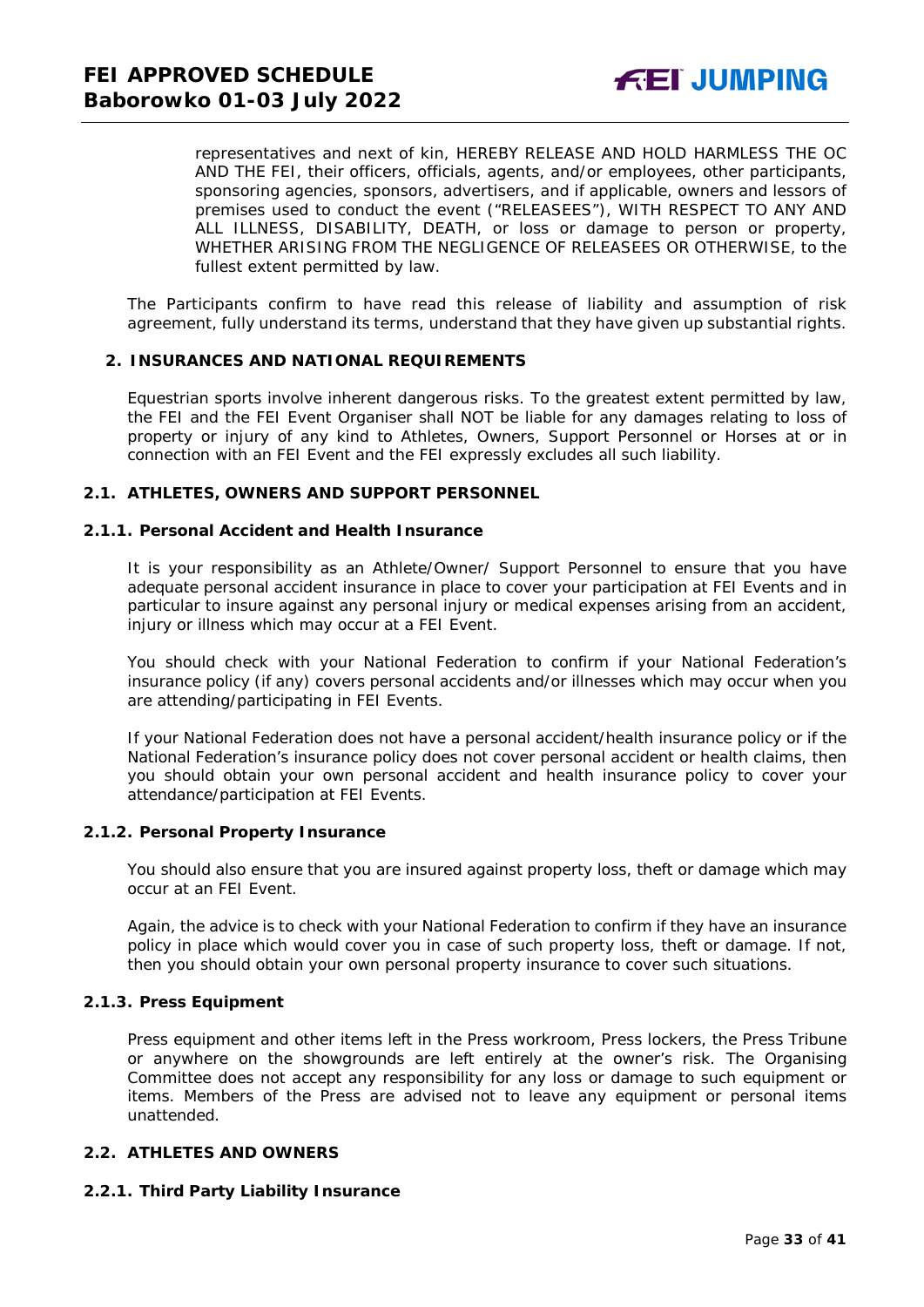representatives and next of kin, HEREBY RELEASE AND HOLD HARMLESS THE OC AND THE FEI, their officers, officials, agents, and/or employees, other participants, sponsoring agencies, sponsors, advertisers, and if applicable, owners and lessors of premises used to conduct the event ("RELEASEES"), WITH RESPECT TO ANY AND ALL ILLNESS, DISABILITY, DEATH, or loss or damage to person or property, WHETHER ARISING FROM THE NEGLIGENCE OF RELEASEES OR OTHERWISE, to the fullest extent permitted by law.

The Participants confirm to have read this release of liability and assumption of risk agreement, fully understand its terms, understand that they have given up substantial rights.

## 2. INSURANCES AND NATIONAL REQUIREMENTS

Equestrian sports involve inherent dangerous risks. To the greatest extent permitted by law, the FEI and the FEI Event Organiser shall NOT be liable for any damages relating to loss of property or injury of any kind to Athletes, Owners, Support Personnel or Horses at or in connection with an FEI Event and the FEI expressly excludes all such liability.

### 2.1. ATHLETES, OWNERS AND SUPPORT PERSONNEL

#### 2.1.1. Personal Accident and Health Insurance

It is your responsibility as an Athlete/Owner/ Support Personnel to ensure that you have adequate personal accident insurance in place to cover your participation at FEI Events and in particular to insure against any personal injury or medical expenses arising from an accident, injury or illness which may occur at a FEI Event.

You should check with your National Federation to confirm if your National Federation's insurance policy (if any) covers personal accidents and/or illnesses which may occur when you are attending/participating in FEI Events.

If your National Federation does not have a personal accident/health insurance policy or if the National Federation's insurance policy does not cover personal accident or health claims, then you should obtain your own personal accident and health insurance policy to cover your attendance/participation at FEI Events.

#### 2.1.2. Personal Property Insurance

You should also ensure that you are insured against property loss, theft or damage which may occur at an FEI Event.

Again, the advice is to check with your National Federation to confirm if they have an insurance policy in place which would cover you in case of such property loss, theft or damage. If not, then you should obtain your own personal property insurance to cover such situations.

#### 2.1.3. Press Equipment

Press equipment and other items left in the Press workroom, Press lockers, the Press Tribune or anywhere on the showgrounds are left entirely at the owner's risk. The Organising Committee does not accept any responsibility for any loss or damage to such equipment or items. Members of the Press are advised not to leave any equipment or personal items unattended.

### 2.2. ATHLETES AND OWNERS

#### 2.2.1. Third Party Liability Insurance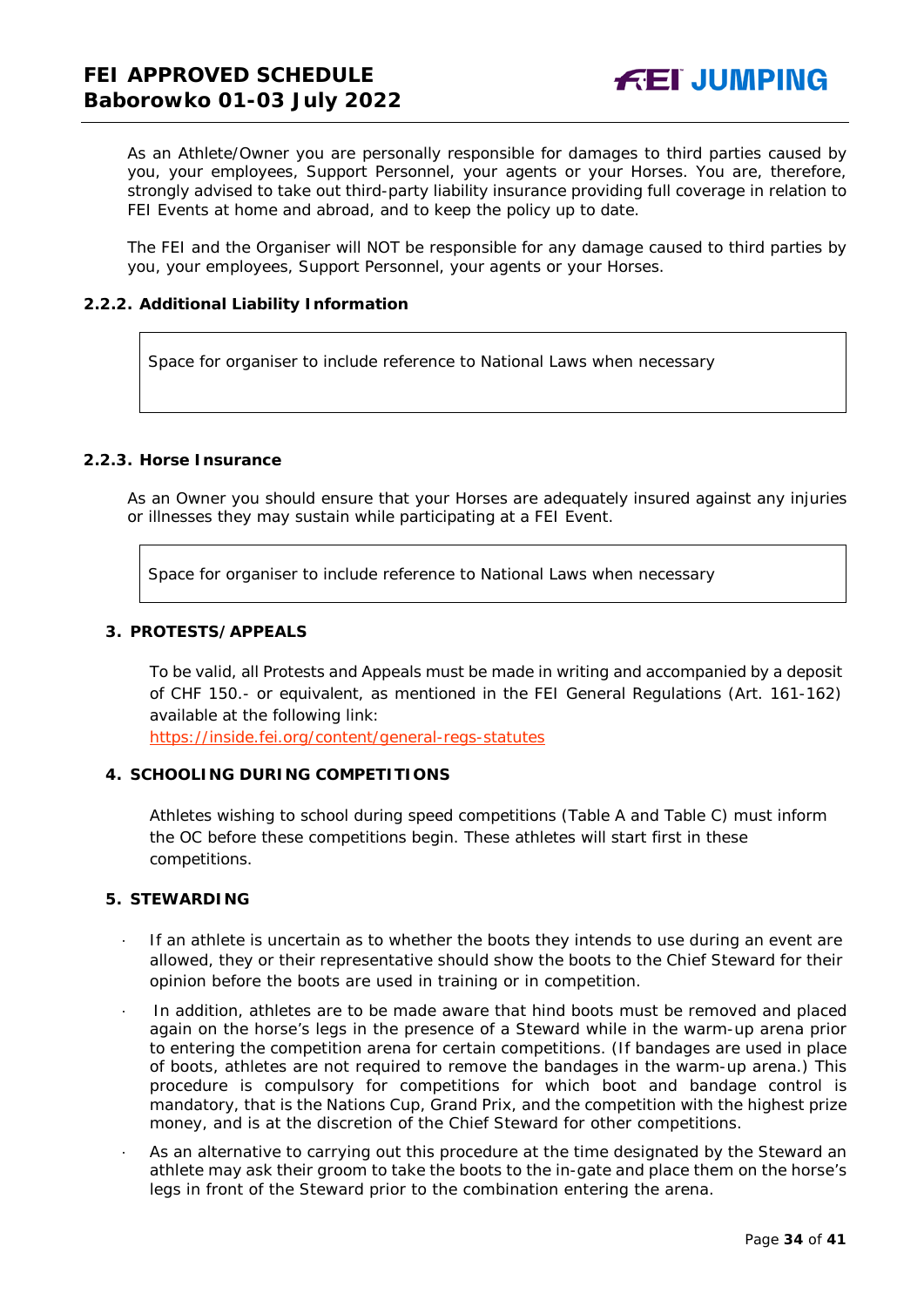As an Athlete/Owner you are personally responsible for damages to third parties caused by you, your employees, Support Personnel, your agents or your Horses. You are, therefore, strongly advised to take out third-party liability insurance providing full coverage in relation to FEI Events at home and abroad, and to keep the policy up to date.

The FEI and the Organiser will NOT be responsible for any damage caused to third parties by you, your employees, Support Personnel, your agents or your Horses.

### 2.2.2. Additional Liability Information

| Space for organiser to include reference to National Laws when necessary |
|---|

### 2.2.3. Horse Insurance

As an Owner you should ensure that your Horses are adequately insured against any injuries or illnesses they may sustain while participating at a FEI Event.

| Space for organiser to include reference to National Laws when necessary |
|---|

## 3. PROTESTS/APPEALS

To be valid, all Protests and Appeals must be made in writing and accompanied by a deposit of CHF 150.- or equivalent, as mentioned in the FEI General Regulations (Art. 161-162) available at the following link:
https://inside.fei.org/content/general-regs-statutes

## 4. SCHOOLING DURING COMPETITIONS

Athletes wishing to school during speed competitions (Table A and Table C) must inform the OC before these competitions begin. These athletes will start first in these competitions.

## 5. STEWARDING

- If an athlete is uncertain as to whether the boots they intends to use during an event are allowed, they or their representative should show the boots to the Chief Steward for their opinion before the boots are used in training or in competition.
- In addition, athletes are to be made aware that hind boots must be removed and placed again on the horse's legs in the presence of a Steward while in the warm-up arena prior to entering the competition arena for certain competitions. (If bandages are used in place of boots, athletes are not required to remove the bandages in the warm-up arena.) This procedure is compulsory for competitions for which boot and bandage control is mandatory, that is the Nations Cup, Grand Prix, and the competition with the highest prize money, and is at the discretion of the Chief Steward for other competitions.
- As an alternative to carrying out this procedure at the time designated by the Steward an athlete may ask their groom to take the boots to the in-gate and place them on the horse's legs in front of the Steward prior to the combination entering the arena.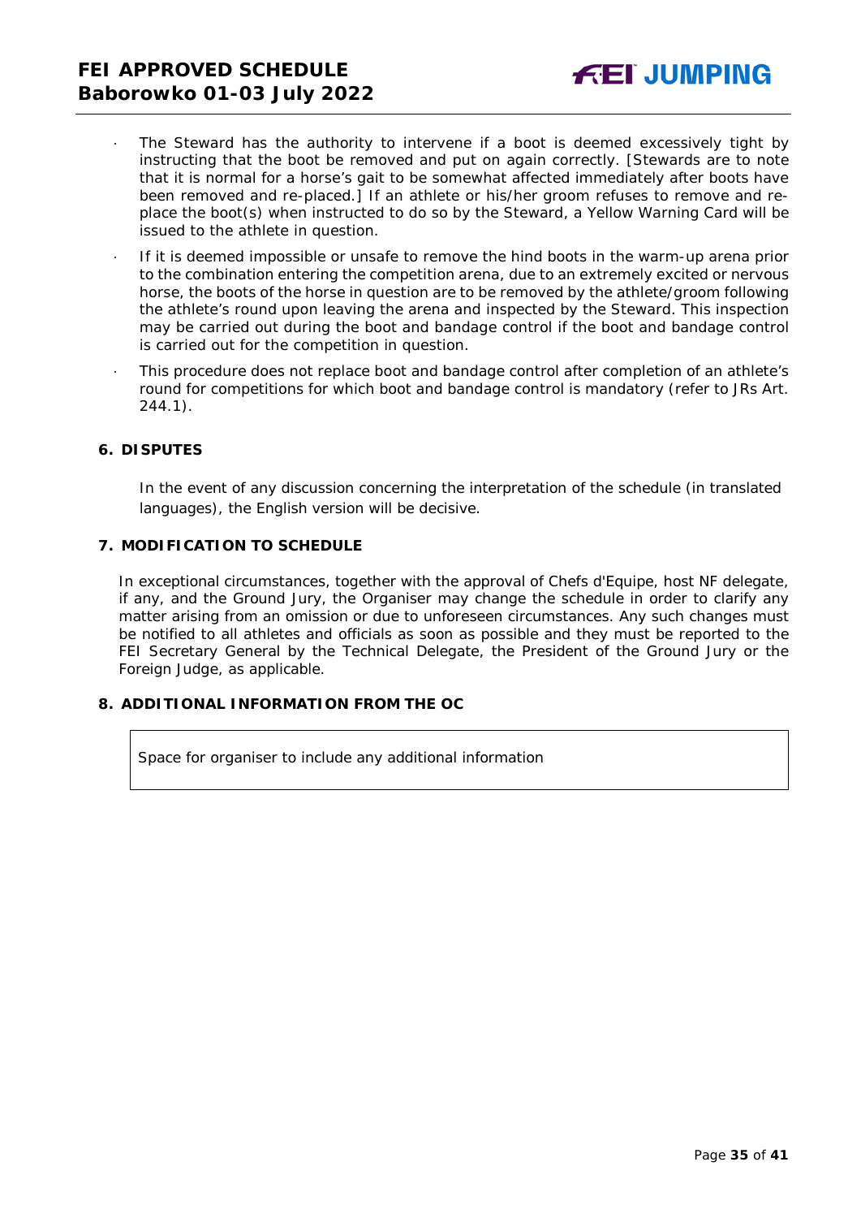- The Steward has the authority to intervene if a boot is deemed excessively tight by instructing that the boot be removed and put on again correctly. [Stewards are to note that it is normal for a horse's gait to be somewhat affected immediately after boots have been removed and re-placed.] If an athlete or his/her groom refuses to remove and re-place the boot(s) when instructed to do so by the Steward, a Yellow Warning Card will be issued to the athlete in question.
- If it is deemed impossible or unsafe to remove the hind boots in the warm-up arena prior to the combination entering the competition arena, due to an extremely excited or nervous horse, the boots of the horse in question are to be removed by the athlete/groom following the athlete's round upon leaving the arena and inspected by the Steward. This inspection may be carried out during the boot and bandage control if the boot and bandage control is carried out for the competition in question.
- This procedure does not replace boot and bandage control after completion of an athlete's round for competitions for which boot and bandage control is mandatory (refer to JRs Art. 244.1).

## 6. DISPUTES

In the event of any discussion concerning the interpretation of the schedule (in translated languages), the English version will be decisive.

## 7. MODIFICATION TO SCHEDULE

In exceptional circumstances, together with the approval of Chefs d'Equipe, host NF delegate, if any, and the Ground Jury, the Organiser may change the schedule in order to clarify any matter arising from an omission or due to unforeseen circumstances. Any such changes must be notified to all athletes and officials as soon as possible and they must be reported to the FEI Secretary General by the Technical Delegate, the President of the Ground Jury or the Foreign Judge, as applicable.

## 8. ADDITIONAL INFORMATION FROM THE OC

| Space for organiser to include any additional information |
|---|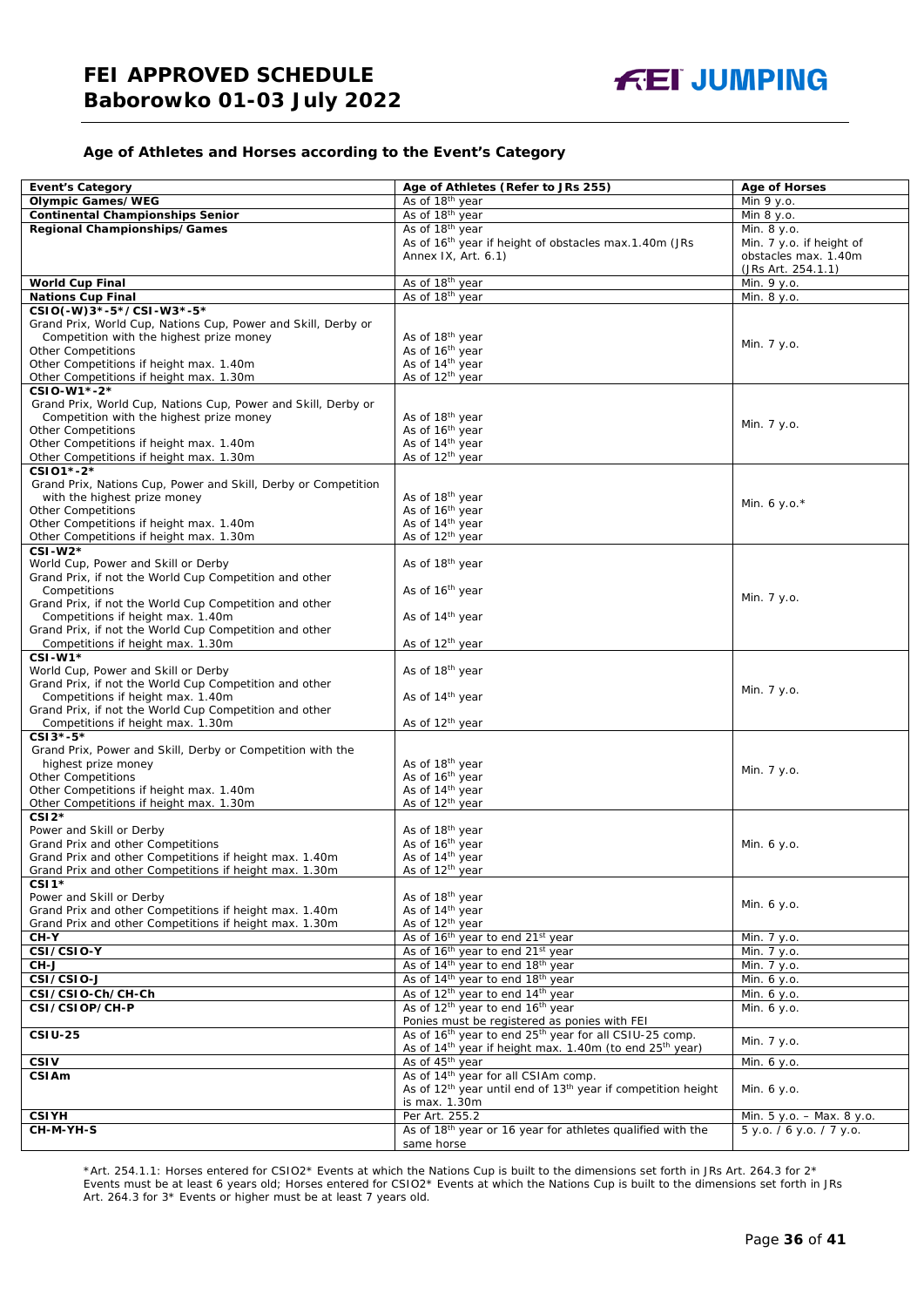## Age of Athletes and Horses according to the Event's Category

| Event's Category | Age of Athletes (Refer to JRs 255) | Age of Horses |
|---|---|---|
| **Olympic Games/WEG** | As of 18th year | Min 9 y.o. |
| **Continental Championships Senior** | As of 18th year | Min 8 y.o. |
| **Regional Championships/Games** | As of 18th year<br>As of 16th year if height of obstacles max.1.40m (JRs Annex IX, Art. 6.1) | Min. 8 y.o.<br>Min. 7 y.o. if height of obstacles max. 1.40m (JRs Art. 254.1.1) |
| **World Cup Final** | As of 18th year | Min. 9 y.o. |
| **Nations Cup Final** | As of 18th year | Min. 8 y.o. |
| **CSIO(-W)3\*-5\*/CSI-W3\*-5\***<br>Grand Prix, World Cup, Nations Cup, Power and Skill, Derby or Competition with the highest prize money<br>Other Competitions<br>Other Competitions if height max. 1.40m<br>Other Competitions if height max. 1.30m | <br>As of 18th year<br>As of 16th year<br>As of 14th year<br>As of 12th year | Min. 7 y.o. |
| **CSIO-W1\*-2\***<br>Grand Prix, World Cup, Nations Cup, Power and Skill, Derby or Competition with the highest prize money<br>Other Competitions<br>Other Competitions if height max. 1.40m<br>Other Competitions if height max. 1.30m | <br>As of 18th year<br>As of 16th year<br>As of 14th year<br>As of 12th year | Min. 7 y.o. |
| **CSIO1\*-2\***<br>Grand Prix, Nations Cup, Power and Skill, Derby or Competition with the highest prize money<br>Other Competitions<br>Other Competitions if height max. 1.40m<br>Other Competitions if height max. 1.30m | <br>As of 18th year<br>As of 16th year<br>As of 14th year<br>As of 12th year | Min. 6 y.o.\* |
| **CSI-W2\***<br>World Cup, Power and Skill or Derby<br>Grand Prix, if not the World Cup Competition and other Competitions<br>Grand Prix, if not the World Cup Competition and other Competitions if height max. 1.40m<br>Grand Prix, if not the World Cup Competition and other Competitions if height max. 1.30m | <br>As of 18th year<br>As of 16th year<br>As of 14th year<br>As of 12th year | Min. 7 y.o. |
| **CSI-W1\***<br>World Cup, Power and Skill or Derby<br>Grand Prix, if not the World Cup Competition and other Competitions if height max. 1.40m<br>Grand Prix, if not the World Cup Competition and other Competitions if height max. 1.30m | <br>As of 18th year<br>As of 14th year<br>As of 12th year | Min. 7 y.o. |
| **CSI3\*-5\***<br>Grand Prix, Power and Skill, Derby or Competition with the highest prize money<br>Other Competitions<br>Other Competitions if height max. 1.40m<br>Other Competitions if height max. 1.30m | <br>As of 18th year<br>As of 16th year<br>As of 14th year<br>As of 12th year | Min. 7 y.o. |
| **CSI2\***<br>Power and Skill or Derby<br>Grand Prix and other Competitions<br>Grand Prix and other Competitions if height max. 1.40m<br>Grand Prix and other Competitions if height max. 1.30m | <br>As of 18th year<br>As of 16th year<br>As of 14th year<br>As of 12th year | Min. 6 y.o. |
| **CSI1\***<br>Power and Skill or Derby<br>Grand Prix and other Competitions if height max. 1.40m<br>Grand Prix and other Competitions if height max. 1.30m | <br>As of 18th year<br>As of 14th year<br>As of 12th year | Min. 6 y.o. |
| **CH-Y** | As of 16th year to end 21st year | Min. 7 y.o. |
| **CSI/CSIO-Y** | As of 16th year to end 21st year | Min. 7 y.o. |
| **CH-J** | As of 14th year to end 18th year | Min. 7 y.o. |
| **CSI/CSIO-J** | As of 14th year to end 18th year | Min. 6 y.o. |
| **CSI/CSIO-Ch/CH-Ch** | As of 12th year to end 14th year | Min. 6 y.o. |
| **CSI/CSIOP/CH-P** | As of 12th year to end 16th year<br>Ponies must be registered as ponies with FEI | Min. 6 y.o. |
| **CSIU-25** | As of 16th year to end 25th year for all CSIU-25 comp.<br>As of 14th year if height max. 1.40m (to end 25th year) | Min. 7 y.o. |
| **CSIV** | As of 45th year | Min. 6 y.o. |
| **CSIAm** | As of 14th year for all CSIAm comp.<br>As of 12th year until end of 13th year if competition height is max. 1.30m | Min. 6 y.o. |
| **CSIYH** | Per Art. 255.2 | Min. 5 y.o. – Max. 8 y.o. |
| **CH-M-YH-S** | As of 18th year or 16 year for athletes qualified with the same horse | 5 y.o. / 6 y.o. / 7 y.o. |

\*Art. 254.1.1: Horses entered for CSIO2\* Events at which the Nations Cup is built to the dimensions set forth in JRs Art. 264.3 for 2\* Events must be at least 6 years old; Horses entered for CSIO2\* Events at which the Nations Cup is built to the dimensions set forth in JRs Art. 264.3 for 3\* Events or higher must be at least 7 years old.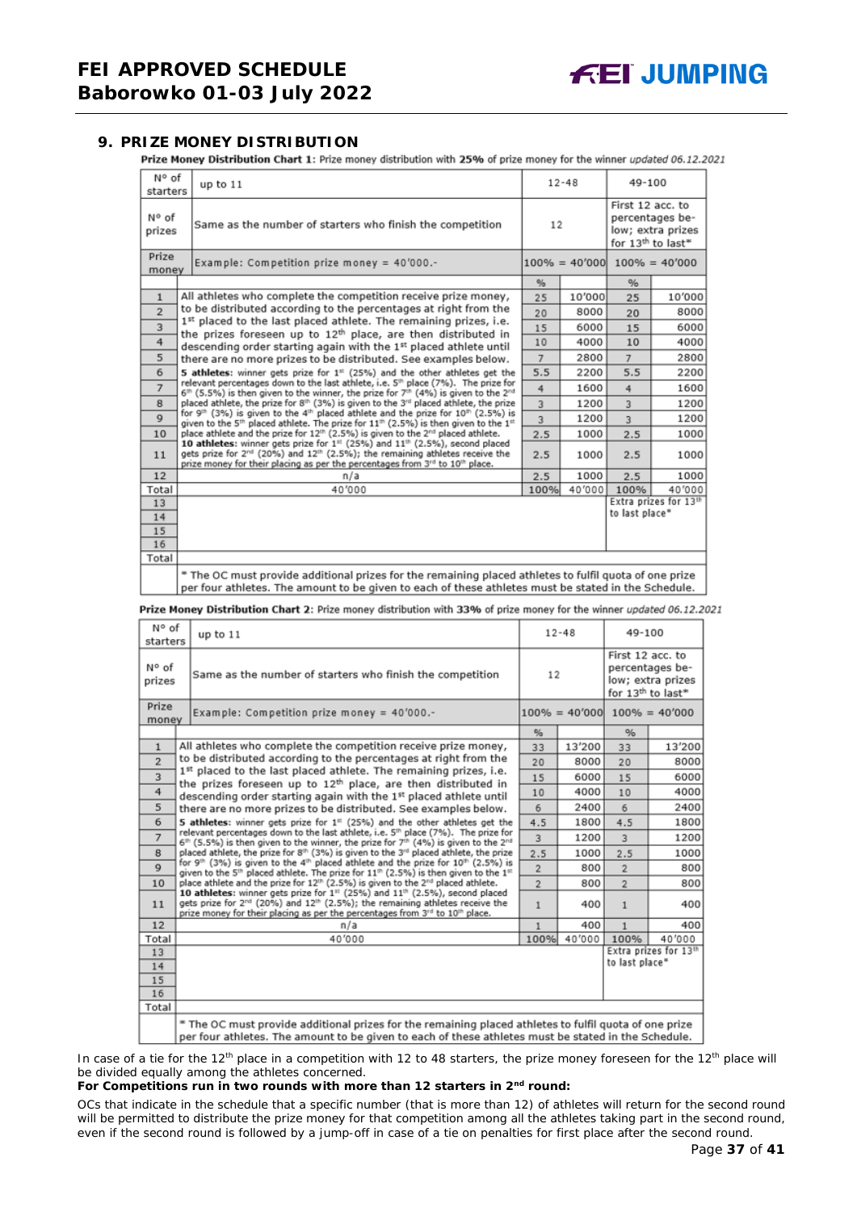## 9. PRIZE MONEY DISTRIBUTION

**Prize Money Distribution Chart 1**: Prize money distribution with **25%** of prize money for the winner *updated 06.12.2021*

| N° of starters | up to 11 | 12-48 | | 49-100 | |
|---|---|---|---|---|---|
| N° of prizes | Same as the number of starters who finish the competition | 12 | | First 12 acc. to percentages below; extra prizes for 13th to last* | |
| Prize money | Example: Competition prize money = 40'000.- | 100% = 40'000 | | 100% = 40'000 | |
| | | % | | % | |
| 1 | All athletes who complete the competition receive prize money, to be distributed according to the percentages at right from the 1st placed to the last placed athlete. The remaining prizes, i.e. the prizes foreseen up to 12th place, are then distributed in descending order starting again with the 1st placed athlete until there are no more prizes to be distributed. See examples below. **5 athletes**: winner gets prize for 1st (25%) and the other athletes get the relevant percentages down to the last athlete, i.e. 5th place (7%). The prize for 6th (5.5%) is then given to the winner, the prize for 7th (4%) is given to the 2nd placed athlete, the prize for 8th (3%) is given to the 3rd placed athlete, the prize for 9th (3%) is given to the 4th placed athlete and the prize for 10th (2.5%) is given to the 5th placed athlete. The prize for 11th (2.5%) is then given to the 1st place athlete and the prize for 12th (2.5%) is given to the 2nd placed athlete. **10 athletes**: winner gets prize for 1st (25%) and 11th (2.5%), second placed gets prize for 2nd (20%) and 12th (2.5%); the remaining athletes receive the prize money for their placing as per the percentages from 3rd to 10th place. | 25 | 10'000 | 25 | 10'000 |
| 2 | | 20 | 8000 | 20 | 8000 |
| 3 | | 15 | 6000 | 15 | 6000 |
| 4 | | 10 | 4000 | 10 | 4000 |
| 5 | | 7 | 2800 | 7 | 2800 |
| 6 | | 5.5 | 2200 | 5.5 | 2200 |
| 7 | | 4 | 1600 | 4 | 1600 |
| 8 | | 3 | 1200 | 3 | 1200 |
| 9 | | 3 | 1200 | 3 | 1200 |
| 10 | | 2.5 | 1000 | 2.5 | 1000 |
| 11 | | 2.5 | 1000 | 2.5 | 1000 |
| 12 | n/a | 2.5 | 1000 | 2.5 | 1000 |
| Total | 40'000 | 100% | 40'000 | 100% | 40'000 |
| 13 | | | | Extra prizes for 13th to last place* | |
| 14 | | | | | |
| 15 | | | | | |
| 16 | | | | | |
| Total | | | | | |
| | * The OC must provide additional prizes for the remaining placed athletes to fulfil quota of one prize per four athletes. The amount to be given to each of these athletes must be stated in the Schedule. | | | | |

**Prize Money Distribution Chart 2**: Prize money distribution with **33%** of prize money for the winner *updated 06.12.2021*

| N° of starters | up to 11 | 12-48 | | 49-100 | |
|---|---|---|---|---|---|
| N° of prizes | Same as the number of starters who finish the competition | 12 | | First 12 acc. to percentages below; extra prizes for 13th to last* | |
| Prize money | Example: Competition prize money = 40'000.- | 100% = 40'000 | | 100% = 40'000 | |
| | | % | | % | |
| 1 | All athletes who complete the competition receive prize money, to be distributed according to the percentages at right from the 1st placed to the last placed athlete. The remaining prizes, i.e. the prizes foreseen up to 12th place, are then distributed in descending order starting again with the 1st placed athlete until there are no more prizes to be distributed. See examples below. **5 athletes**: winner gets prize for 1st (25%) and the other athletes get the relevant percentages down to the last athlete, i.e. 5th place (7%). The prize for 6th (5.5%) is then given to the winner, the prize for 7th (4%) is given to the 2nd placed athlete, the prize for 8th (3%) is given to the 3rd placed athlete, the prize for 9th (3%) is given to the 4th placed athlete and the prize for 10th (2.5%) is given to the 5th placed athlete. The prize for 11th (2.5%) is then given to the 1st place athlete and the prize for 12th (2.5%) is given to the 2nd placed athlete. **10 athletes**: winner gets prize for 1st (25%) and 11th (2.5%), second placed gets prize for 2nd (20%) and 12th (2.5%); the remaining athletes receive the prize money for their placing as per the percentages from 3rd to 10th place. | 33 | 13'200 | 33 | 13'200 |
| 2 | | 20 | 8000 | 20 | 8000 |
| 3 | | 15 | 6000 | 15 | 6000 |
| 4 | | 10 | 4000 | 10 | 4000 |
| 5 | | 6 | 2400 | 6 | 2400 |
| 6 | | 4.5 | 1800 | 4.5 | 1800 |
| 7 | | 3 | 1200 | 3 | 1200 |
| 8 | | 2.5 | 1000 | 2.5 | 1000 |
| 9 | | 2 | 800 | 2 | 800 |
| 10 | | 2 | 800 | 2 | 800 |
| 11 | | 1 | 400 | 1 | 400 |
| 12 | n/a | 1 | 400 | 1 | 400 |
| Total | 40'000 | 100% | 40'000 | 100% | 40'000 |
| 13 | | | | Extra prizes for 13th to last place* | |
| 14 | | | | | |
| 15 | | | | | |
| 16 | | | | | |
| Total | | | | | |
| | * The OC must provide additional prizes for the remaining placed athletes to fulfil quota of one prize per four athletes. The amount to be given to each of these athletes must be stated in the Schedule. | | | | |

In case of a tie for the 12th place in a competition with 12 to 48 starters, the prize money foreseen for the 12th place will be divided equally among the athletes concerned.

**For Competitions run in two rounds with more than 12 starters in 2nd round:**

OCs that indicate in the schedule that a specific number (that is more than 12) of athletes will return for the second round will be permitted to distribute the prize money for that competition among all the athletes taking part in the second round, even if the second round is followed by a jump-off in case of a tie on penalties for first place after the second round.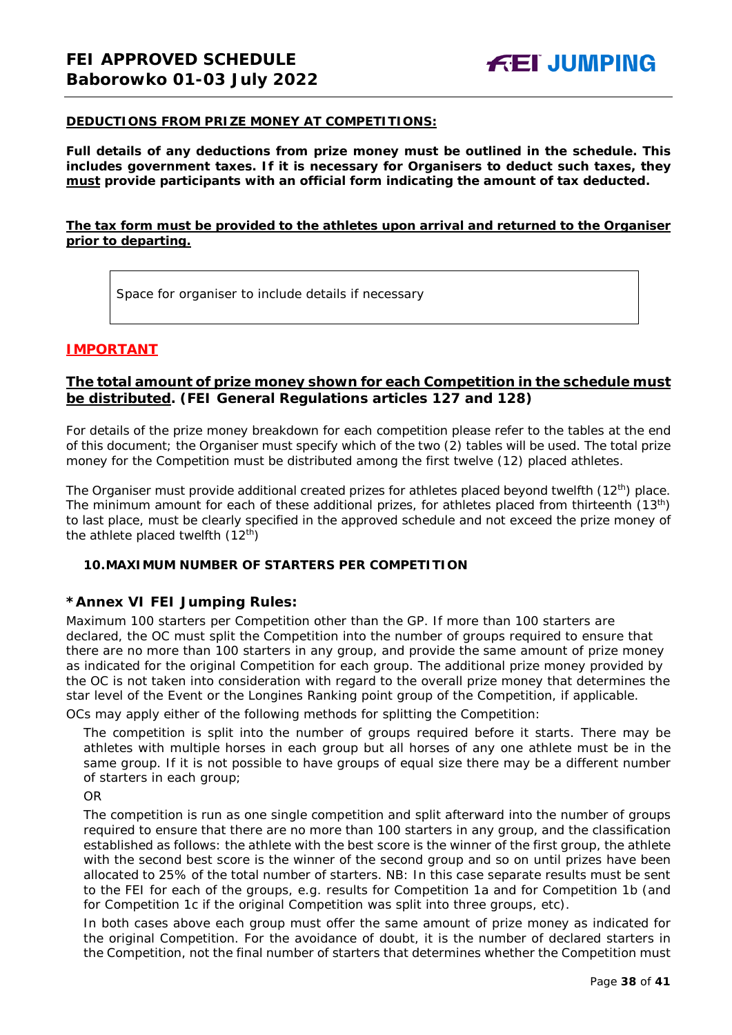**DEDUCTIONS FROM PRIZE MONEY AT COMPETITIONS:**

**Full details of any deductions from prize money must be outlined in the schedule. This includes government taxes. If it is necessary for Organisers to deduct such taxes, they must provide participants with an official form indicating the amount of tax deducted.**

**The tax form must be provided to the athletes upon arrival and returned to the Organiser prior to departing.**

| Space for organiser to include details if necessary |
|---|

## IMPORTANT

**The total amount of prize money shown for each Competition in the schedule must be distributed. (FEI General Regulations articles 127 and 128)**

For details of the prize money breakdown for each competition please refer to the tables at the end of this document; the Organiser must specify which of the two (2) tables will be used. The total prize money for the Competition must be distributed among the first twelve (12) placed athletes.

The Organiser must provide additional created prizes for athletes placed beyond twelfth (12th) place. The minimum amount for each of these additional prizes, for athletes placed from thirteenth (13th) to last place, must be clearly specified in the approved schedule and not exceed the prize money of the athlete placed twelfth (12th)

### 10. MAXIMUM NUMBER OF STARTERS PER COMPETITION

### *Annex VI FEI Jumping Rules:

Maximum 100 starters per Competition other than the GP. If more than 100 starters are declared, the OC must split the Competition into the number of groups required to ensure that there are no more than 100 starters in any group, and provide the same amount of prize money as indicated for the original Competition for each group. The additional prize money provided by the OC is not taken into consideration with regard to the overall prize money that determines the star level of the Event or the Longines Ranking point group of the Competition, if applicable.

OCs may apply either of the following methods for splitting the Competition:

The competition is split into the number of groups required before it starts. There may be athletes with multiple horses in each group but all horses of any one athlete must be in the same group. If it is not possible to have groups of equal size there may be a different number of starters in each group;

OR

The competition is run as one single competition and split afterward into the number of groups required to ensure that there are no more than 100 starters in any group, and the classification established as follows: the athlete with the best score is the winner of the first group, the athlete with the second best score is the winner of the second group and so on until prizes have been allocated to 25% of the total number of starters. NB: In this case separate results must be sent to the FEI for each of the groups, e.g. results for Competition 1a and for Competition 1b (and for Competition 1c if the original Competition was split into three groups, etc).

In both cases above each group must offer the same amount of prize money as indicated for the original Competition. For the avoidance of doubt, it is the number of declared starters in the Competition, not the final number of starters that determines whether the Competition must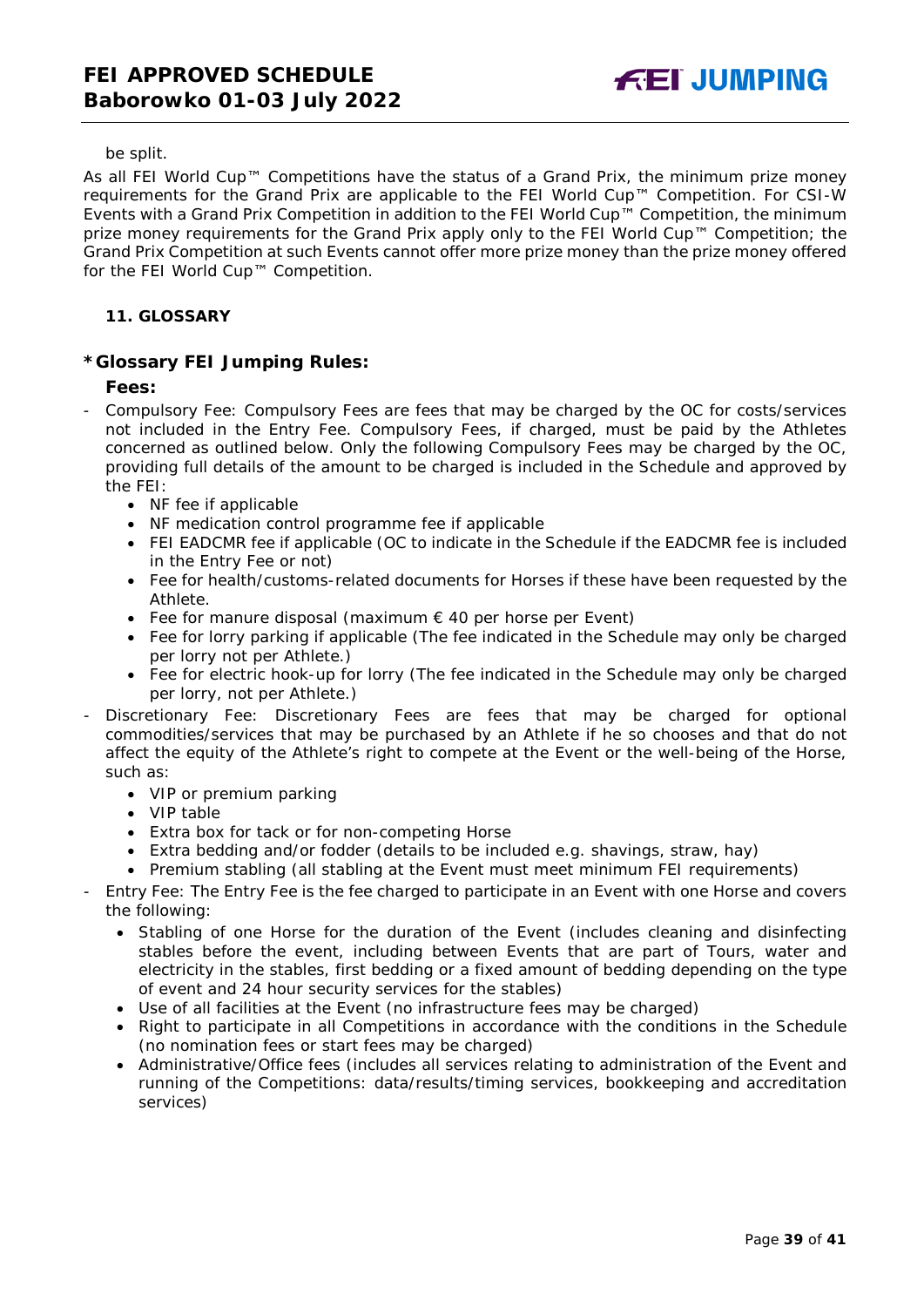be split.

As all FEI World Cup™ Competitions have the status of a Grand Prix, the minimum prize money requirements for the Grand Prix are applicable to the FEI World Cup™ Competition. For CSI-W Events with a Grand Prix Competition in addition to the FEI World Cup™ Competition, the minimum prize money requirements for the Grand Prix apply only to the FEI World Cup™ Competition; the Grand Prix Competition at such Events cannot offer more prize money than the prize money offered for the FEI World Cup™ Competition.

## 11. GLOSSARY

### *Glossary FEI Jumping Rules:

**Fees:**

- Compulsory Fee: Compulsory Fees are fees that may be charged by the OC for costs/services not included in the Entry Fee. Compulsory Fees, if charged, must be paid by the Athletes concerned as outlined below. Only the following Compulsory Fees may be charged by the OC, providing full details of the amount to be charged is included in the Schedule and approved by the FEI:
  - NF fee if applicable
  - NF medication control programme fee if applicable
  - FEI EADCMR fee if applicable (OC to indicate in the Schedule if the EADCMR fee is included in the Entry Fee or not)
  - Fee for health/customs-related documents for Horses if these have been requested by the Athlete.
  - Fee for manure disposal (maximum € 40 per horse per Event)
  - Fee for lorry parking if applicable (The fee indicated in the Schedule may only be charged per lorry not per Athlete.)
  - Fee for electric hook-up for lorry (The fee indicated in the Schedule may only be charged per lorry, not per Athlete.)
- Discretionary Fee: Discretionary Fees are fees that may be charged for optional commodities/services that may be purchased by an Athlete if he so chooses and that do not affect the equity of the Athlete's right to compete at the Event or the well-being of the Horse, such as:
  - VIP or premium parking
  - VIP table
  - Extra box for tack or for non-competing Horse
  - Extra bedding and/or fodder (details to be included e.g. shavings, straw, hay)
  - Premium stabling (all stabling at the Event must meet minimum FEI requirements)
- Entry Fee: The Entry Fee is the fee charged to participate in an Event with one Horse and covers the following:
  - Stabling of one Horse for the duration of the Event (includes cleaning and disinfecting stables before the event, including between Events that are part of Tours, water and electricity in the stables, first bedding or a fixed amount of bedding depending on the type of event and 24 hour security services for the stables)
  - Use of all facilities at the Event (no infrastructure fees may be charged)
  - Right to participate in all Competitions in accordance with the conditions in the Schedule (no nomination fees or start fees may be charged)
  - Administrative/Office fees (includes all services relating to administration of the Event and running of the Competitions: data/results/timing services, bookkeeping and accreditation services)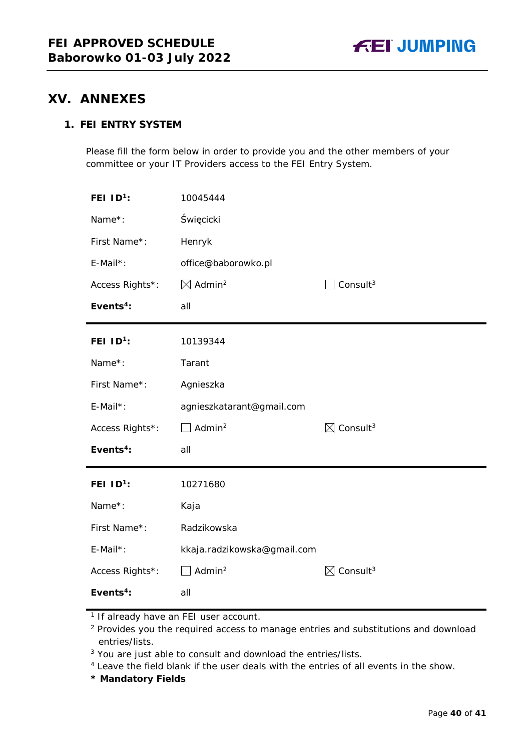# XV. ANNEXES

## 1. FEI ENTRY SYSTEM

Please fill the form below in order to provide you and the other members of your committee or your IT Providers access to the FEI Entry System.

| | | |
|---|---|---|
| **FEI ID[1]:** | 10045444 | |
| Name*: | Święcicki | |
| First Name*: | Henryk | |
| E-Mail*: | office@baborowko.pl | |
| Access Rights*: | ☒ Admin[2] | ☐ Consult[3] |
| **Events[4]:** | all | |

| | | |
|---|---|---|
| **FEI ID[1]:** | 10139344 | |
| Name*: | Tarant | |
| First Name*: | Agnieszka | |
| E-Mail*: | agnieszkatarant@gmail.com | |
| Access Rights*: | ☐ Admin[2] | ☒ Consult[3] |
| **Events[4]:** | all | |

| | | |
|---|---|---|
| **FEI ID[1]:** | 10271680 | |
| Name*: | Kaja | |
| First Name*: | Radzikowska | |
| E-Mail*: | kkaja.radzikowska@gmail.com | |
| Access Rights*: | ☐ Admin[2] | ☒ Consult[3] |
| **Events[4]:** | all | |

[1] If already have an FEI user account.
[2] Provides you the required access to manage entries and substitutions and download entries/lists.
[3] You are just able to consult and download the entries/lists.
[4] Leave the field blank if the user deals with the entries of all events in the show.
**\* Mandatory Fields**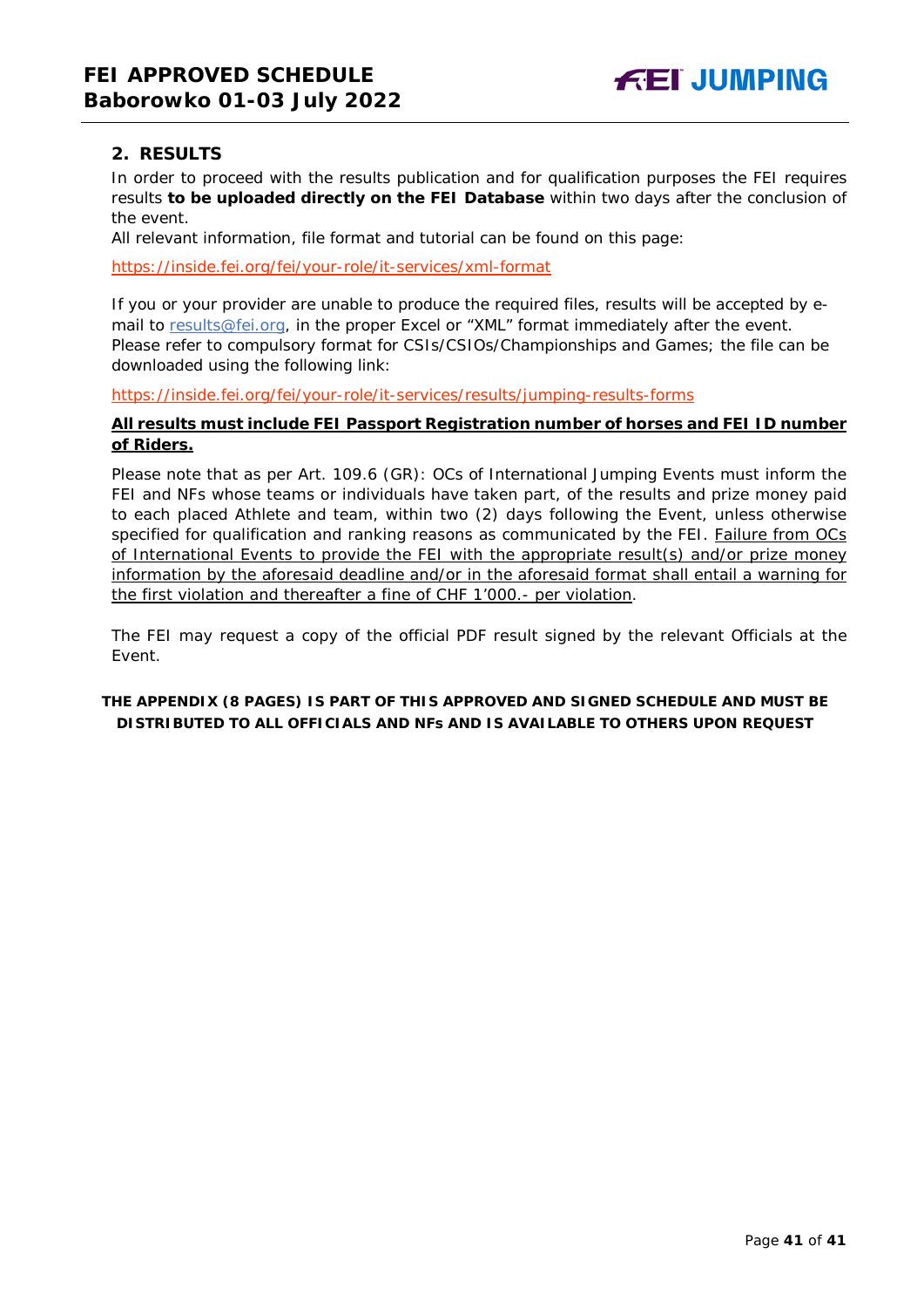## 2. RESULTS

In order to proceed with the results publication and for qualification purposes the FEI requires results **to be uploaded directly on the FEI Database** within two days after the conclusion of the event.

All relevant information, file format and tutorial can be found on this page:

https://inside.fei.org/fei/your-role/it-services/xml-format

If you or your provider are unable to produce the required files, results will be accepted by e-mail to results@fei.org, in the proper Excel or "XML" format immediately after the event. Please refer to compulsory format for CSIs/CSIOs/Championships and Games; the file can be downloaded using the following link:

https://inside.fei.org/fei/your-role/it-services/results/jumping-results-forms

**All results must include FEI Passport Registration number of horses and FEI ID number of Riders.**

Please note that as per Art. 109.6 (GR): OCs of International Jumping Events must inform the FEI and NFs whose teams or individuals have taken part, of the results and prize money paid to each placed Athlete and team, within two (2) days following the Event, unless otherwise specified for qualification and ranking reasons as communicated by the FEI. Failure from OCs of International Events to provide the FEI with the appropriate result(s) and/or prize money information by the aforesaid deadline and/or in the aforesaid format shall entail a warning for the first violation and thereafter a fine of CHF 1'000.- per violation.

The FEI may request a copy of the official PDF result signed by the relevant Officials at the Event.

**THE APPENDIX (8 PAGES) IS PART OF THIS APPROVED AND SIGNED SCHEDULE AND MUST BE DISTRIBUTED TO ALL OFFICIALS AND NFs AND IS AVAILABLE TO OTHERS UPON REQUEST**